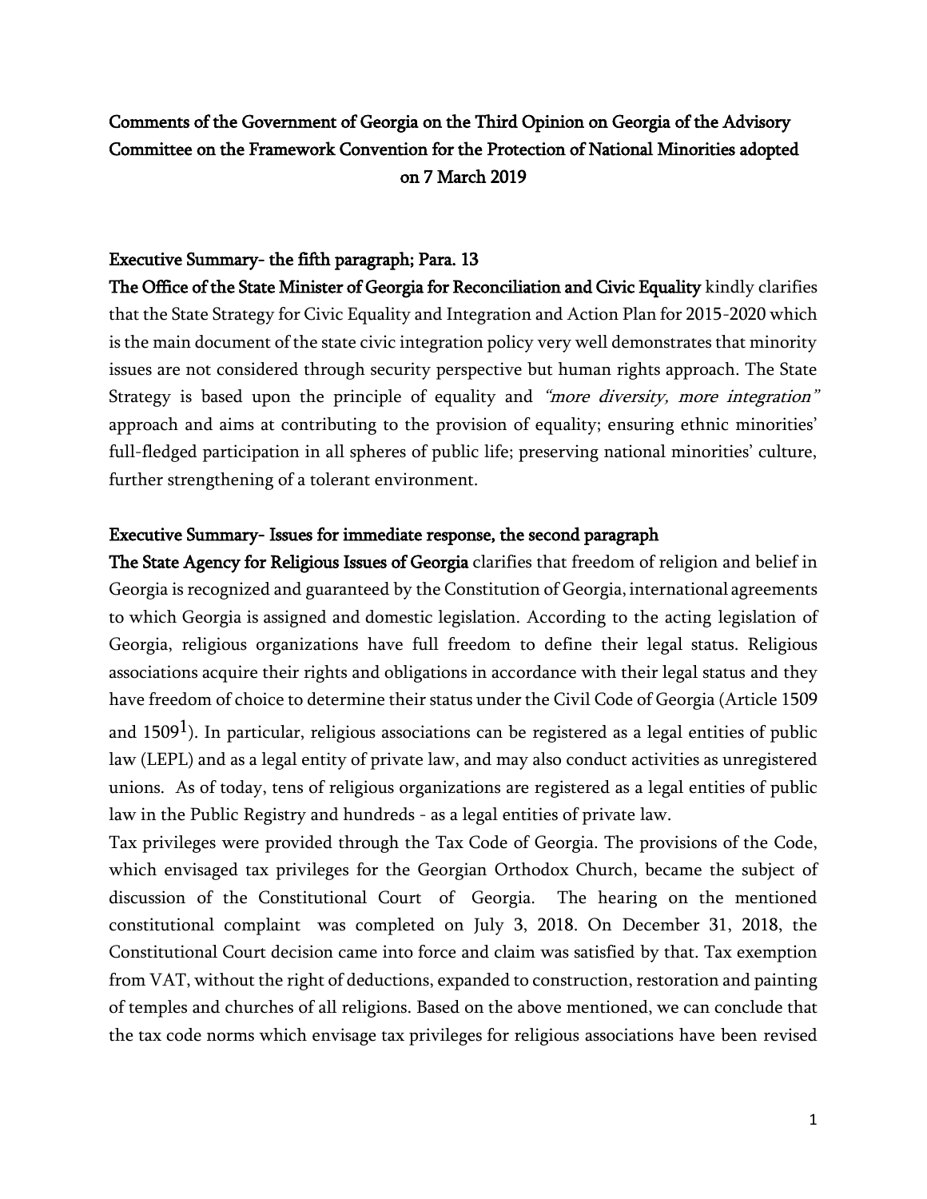# Comments of the Government of Georgia on the Third Opinion on Georgia of the Advisory Committee on the Framework Convention for the Protection of National Minorities adopted on 7 March 2019

## Executive Summary- the fifth paragraph; Para. 13

**The Office of the State Minister of Georgia for Reconciliation and Civic Equality** kindly clarifies that the State Strategy for Civic Equality and Integration and Action Plan for 2015-2020 which is the main document of the state civic integration policy very well demonstrates that minority issues are not considered through security perspective but human rights approach. The State Strategy is based upon the principle of equality and *"more diversity, more integration"* approach and aims at contributing to the provision of equality; ensuring ethnic minorities' full-fledged participation in all spheres of public life; preserving national minorities' culture, further strengthening of a tolerant environment.

## Executive Summary- Issues for immediate response, the second paragraph

**The State Agency for Religious Issues of Georgia** clarifies that freedom of religion and belief in Georgia is recognized and guaranteed by the Constitution of Georgia, international agreements to which Georgia is assigned and domestic legislation. According to the acting legislation of Georgia, religious organizations have full freedom to define their legal status. Religious associations acquire their rights and obligations in accordance with their legal status and they have freedom of choice to determine their status under the Civil Code of Georgia (Article 1509 and $1509^1$). In particular, religious associations can be registered as a legal entities of public law (LEPL) and as a legal entity of private law, and may also conduct activities as unregistered unions. As of today, tens of religious organizations are registered as a legal entities of public law in the Public Registry and hundreds - as a legal entities of private law.

Tax privileges were provided through the Tax Code of Georgia. The provisions of the Code, which envisaged tax privileges for the Georgian Orthodox Church, became the subject of discussion of the Constitutional Court of Georgia. The hearing on the mentioned constitutional complaint was completed on July 3, 2018. On December 31, 2018, the Constitutional Court decision came into force and claim was satisfied by that. Tax exemption from VAT, without the right of deductions, expanded to construction, restoration and painting of temples and churches of all religions. Based on the above mentioned, we can conclude that the tax code norms which envisage tax privileges for religious associations have been revised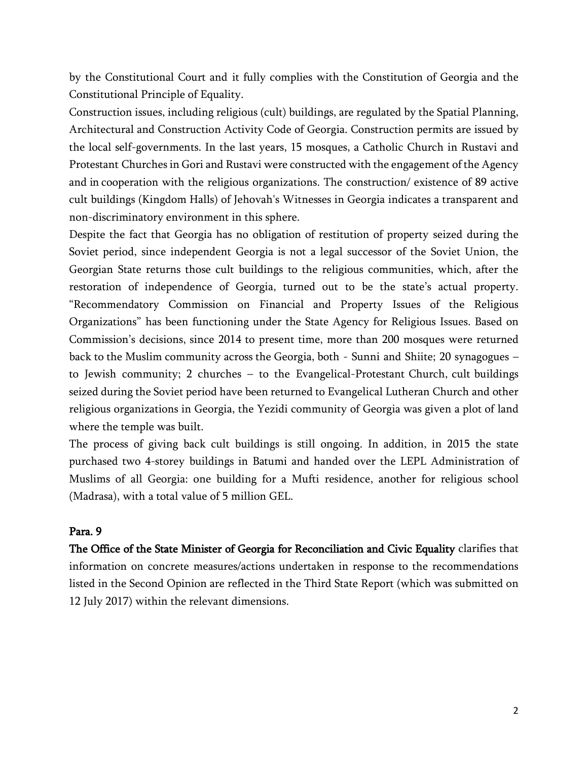by the Constitutional Court and it fully complies with the Constitution of Georgia and the Constitutional Principle of Equality.

Construction issues, including religious (cult) buildings, are regulated by the Spatial Planning, Architectural and Construction Activity Code of Georgia. Construction permits are issued by the local self-governments. In the last years, 15 mosques, a Catholic Church in Rustavi and Protestant Churches in Gori and Rustavi were constructed with the engagement of the Agency and in cooperation with the religious organizations. The construction/ existence of 89 active cult buildings (Kingdom Halls) of Jehovah's Witnesses in Georgia indicates a transparent and non-discriminatory environment in this sphere.

Despite the fact that Georgia has no obligation of restitution of property seized during the Soviet period, since independent Georgia is not a legal successor of the Soviet Union, the Georgian State returns those cult buildings to the religious communities, which, after the restoration of independence of Georgia, turned out to be the state's actual property. "Recommendatory Commission on Financial and Property Issues of the Religious Organizations" has been functioning under the State Agency for Religious Issues. Based on Commission's decisions, since 2014 to present time, more than 200 mosques were returned back to the Muslim community across the Georgia, both - Sunni and Shiite; 20 synagogues – to Jewish community; 2 churches – to the Evangelical-Protestant Church, cult buildings seized during the Soviet period have been returned to Evangelical Lutheran Church and other religious organizations in Georgia, the Yezidi community of Georgia was given a plot of land where the temple was built.

The process of giving back cult buildings is still ongoing. In addition, in 2015 the state purchased two 4-storey buildings in Batumi and handed over the LEPL Administration of Muslims of all Georgia: one building for a Mufti residence, another for religious school (Madrasa), with a total value of 5 million GEL.

**Para. 9**

**The Office of the State Minister of Georgia for Reconciliation and Civic Equality** clarifies that information on concrete measures/actions undertaken in response to the recommendations listed in the Second Opinion are reflected in the Third State Report (which was submitted on 12 July 2017) within the relevant dimensions.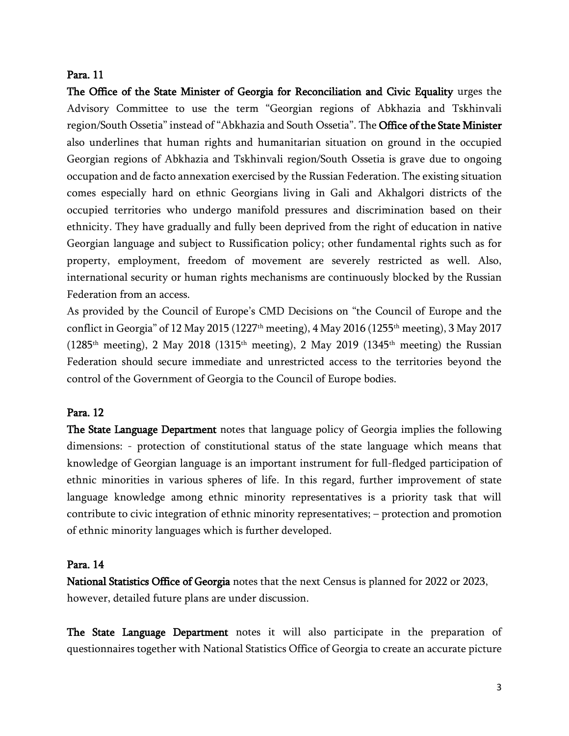**Para. 11**

**The Office of the State Minister of Georgia for Reconciliation and Civic Equality** urges the Advisory Committee to use the term "Georgian regions of Abkhazia and Tskhinvali region/South Ossetia" instead of "Abkhazia and South Ossetia". The **Office of the State Minister** also underlines that human rights and humanitarian situation on ground in the occupied Georgian regions of Abkhazia and Tskhinvali region/South Ossetia is grave due to ongoing occupation and de facto annexation exercised by the Russian Federation. The existing situation comes especially hard on ethnic Georgians living in Gali and Akhalgori districts of the occupied territories who undergo manifold pressures and discrimination based on their ethnicity. They have gradually and fully been deprived from the right of education in native Georgian language and subject to Russification policy; other fundamental rights such as for property, employment, freedom of movement are severely restricted as well. Also, international security or human rights mechanisms are continuously blocked by the Russian Federation from an access.

As provided by the Council of Europe's CMD Decisions on "the Council of Europe and the conflict in Georgia" of 12 May 2015 (1227th meeting), 4 May 2016 (1255th meeting), 3 May 2017 (1285th meeting), 2 May 2018 (1315th meeting), 2 May 2019 (1345th meeting) the Russian Federation should secure immediate and unrestricted access to the territories beyond the control of the Government of Georgia to the Council of Europe bodies.

**Para. 12**

**The State Language Department** notes that language policy of Georgia implies the following dimensions: - protection of constitutional status of the state language which means that knowledge of Georgian language is an important instrument for full-fledged participation of ethnic minorities in various spheres of life. In this regard, further improvement of state language knowledge among ethnic minority representatives is a priority task that will contribute to civic integration of ethnic minority representatives; – protection and promotion of ethnic minority languages which is further developed.

**Para. 14**

**National Statistics Office of Georgia** notes that the next Census is planned for 2022 or 2023, however, detailed future plans are under discussion.

**The State Language Department** notes it will also participate in the preparation of questionnaires together with National Statistics Office of Georgia to create an accurate picture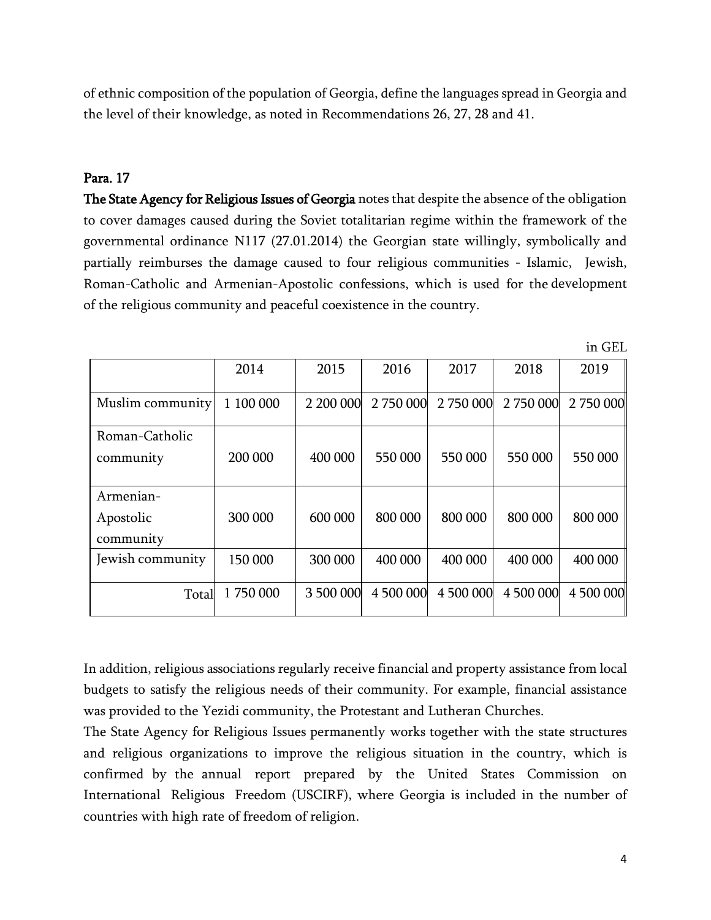of ethnic composition of the population of Georgia, define the languages spread in Georgia and the level of their knowledge, as noted in Recommendations 26, 27, 28 and 41.

**Para. 17**

**The State Agency for Religious Issues of Georgia** notes that despite the absence of the obligation to cover damages caused during the Soviet totalitarian regime within the framework of the governmental ordinance N117 (27.01.2014) the Georgian state willingly, symbolically and partially reimburses the damage caused to four religious communities - Islamic, Jewish, Roman-Catholic and Armenian-Apostolic confessions, which is used for the development of the religious community and peaceful coexistence in the country.

in GEL

| | 2014 | 2015 | 2016 | 2017 | 2018 | 2019 |
|---|---|---|---|---|---|---|
| Muslim community | 1 100 000 | 2 200 000 | 2 750 000 | 2 750 000 | 2 750 000 | 2 750 000 |
| Roman-Catholic community | 200 000 | 400 000 | 550 000 | 550 000 | 550 000 | 550 000 |
| Armenian-Apostolic community | 300 000 | 600 000 | 800 000 | 800 000 | 800 000 | 800 000 |
| Jewish community | 150 000 | 300 000 | 400 000 | 400 000 | 400 000 | 400 000 |
| Total | 1 750 000 | 3 500 000 | 4 500 000 | 4 500 000 | 4 500 000 | 4 500 000 |

In addition, religious associations regularly receive financial and property assistance from local budgets to satisfy the religious needs of their community. For example, financial assistance was provided to the Yezidi community, the Protestant and Lutheran Churches.

The State Agency for Religious Issues permanently works together with the state structures and religious organizations to improve the religious situation in the country, which is confirmed by the annual report prepared by the United States Commission on International Religious Freedom (USCIRF), where Georgia is included in the number of countries with high rate of freedom of religion.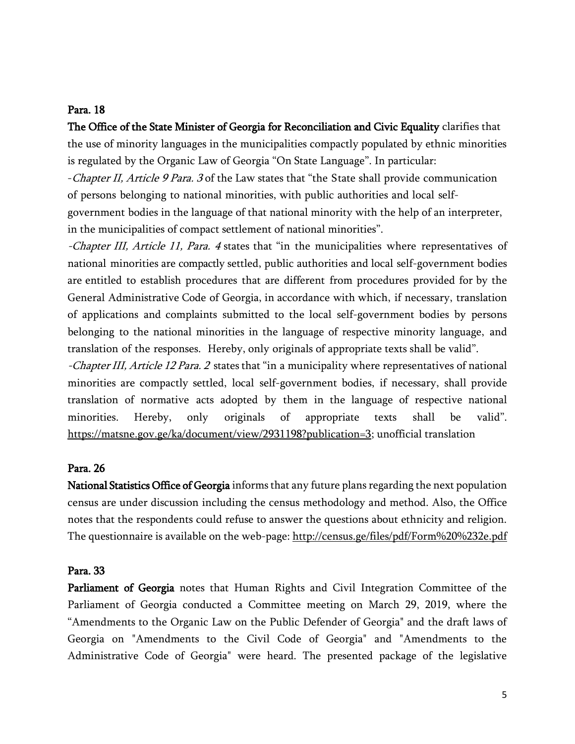**Para. 18**

**The Office of the State Minister of Georgia for Reconciliation and Civic Equality** clarifies that the use of minority languages in the municipalities compactly populated by ethnic minorities is regulated by the Organic Law of Georgia "On State Language". In particular:

-*Chapter II, Article 9 Para. 3* of the Law states that "the State shall provide communication of persons belonging to national minorities, with public authorities and local self-government bodies in the language of that national minority with the help of an interpreter, in the municipalities of compact settlement of national minorities".

-*Chapter III, Article 11, Para. 4* states that "in the municipalities where representatives of national minorities are compactly settled, public authorities and local self-government bodies are entitled to establish procedures that are different from procedures provided for by the General Administrative Code of Georgia, in accordance with which, if necessary, translation of applications and complaints submitted to the local self-government bodies by persons belonging to the national minorities in the language of respective minority language, and translation of the responses. Hereby, only originals of appropriate texts shall be valid".

-*Chapter III, Article 12 Para. 2* states that "in a municipality where representatives of national minorities are compactly settled, local self-government bodies, if necessary, shall provide translation of normative acts adopted by them in the language of respective national minorities. Hereby, only originals of appropriate texts shall be valid". https://matsne.gov.ge/ka/document/view/2931198?publication=3; unofficial translation

**Para. 26**

**National Statistics Office of Georgia** informs that any future plans regarding the next population census are under discussion including the census methodology and method. Also, the Office notes that the respondents could refuse to answer the questions about ethnicity and religion. The questionnaire is available on the web-page: http://census.ge/files/pdf/Form%20%232e.pdf

**Para. 33**

**Parliament of Georgia** notes that Human Rights and Civil Integration Committee of the Parliament of Georgia conducted a Committee meeting on March 29, 2019, where the "Amendments to the Organic Law on the Public Defender of Georgia" and the draft laws of Georgia on "Amendments to the Civil Code of Georgia" and "Amendments to the Administrative Code of Georgia" were heard. The presented package of the legislative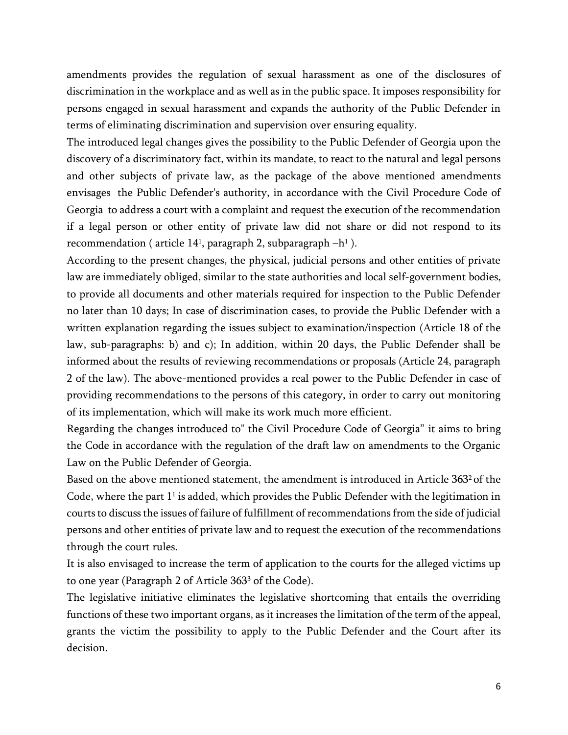amendments provides the regulation of sexual harassment as one of the disclosures of discrimination in the workplace and as well as in the public space. It imposes responsibility for persons engaged in sexual harassment and expands the authority of the Public Defender in terms of eliminating discrimination and supervision over ensuring equality.

The introduced legal changes gives the possibility to the Public Defender of Georgia upon the discovery of a discriminatory fact, within its mandate, to react to the natural and legal persons and other subjects of private law, as the package of the above mentioned amendments envisages the Public Defender's authority, in accordance with the Civil Procedure Code of Georgia to address a court with a complaint and request the execution of the recommendation if a legal person or other entity of private law did not share or did not respond to its recommendation ( article $14^1$, paragraph 2, subparagraph $–h^1$ ).

According to the present changes, the physical, judicial persons and other entities of private law are immediately obliged, similar to the state authorities and local self-government bodies, to provide all documents and other materials required for inspection to the Public Defender no later than 10 days; In case of discrimination cases, to provide the Public Defender with a written explanation regarding the issues subject to examination/inspection (Article 18 of the law, sub-paragraphs: b) and c); In addition, within 20 days, the Public Defender shall be informed about the results of reviewing recommendations or proposals (Article 24, paragraph 2 of the law). The above-mentioned provides a real power to the Public Defender in case of providing recommendations to the persons of this category, in order to carry out monitoring of its implementation, which will make its work much more efficient.

Regarding the changes introduced to" the Civil Procedure Code of Georgia" it aims to bring the Code in accordance with the regulation of the draft law on amendments to the Organic Law on the Public Defender of Georgia.

Based on the above mentioned statement, the amendment is introduced in Article $363^2$ of the Code, where the part $1^1$ is added, which provides the Public Defender with the legitimation in courts to discuss the issues of failure of fulfillment of recommendations from the side of judicial persons and other entities of private law and to request the execution of the recommendations through the court rules.

It is also envisaged to increase the term of application to the courts for the alleged victims up to one year (Paragraph 2 of Article $363^3$ of the Code).

The legislative initiative eliminates the legislative shortcoming that entails the overriding functions of these two important organs, as it increases the limitation of the term of the appeal, grants the victim the possibility to apply to the Public Defender and the Court after its decision.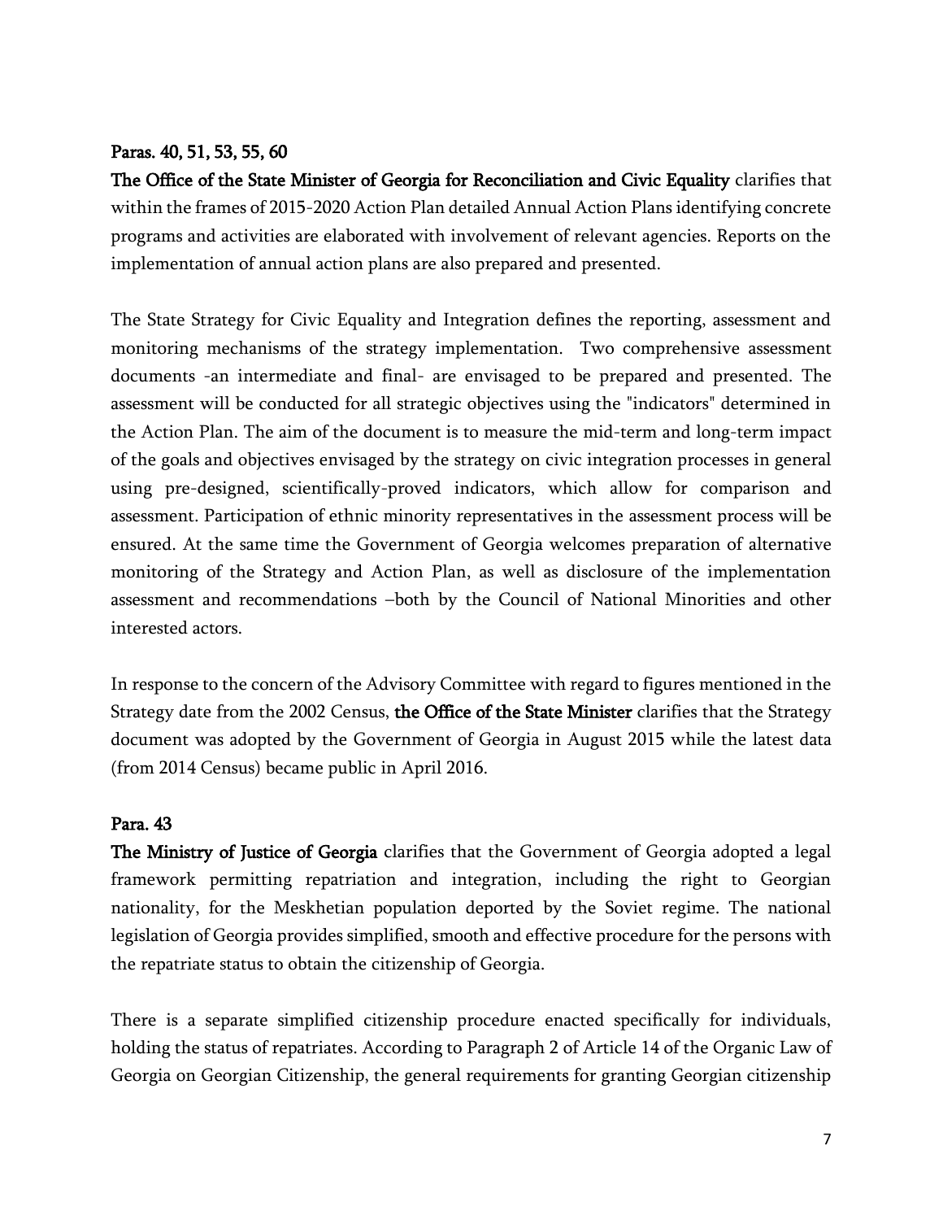**Paras. 40, 51, 53, 55, 60**

**The Office of the State Minister of Georgia for Reconciliation and Civic Equality** clarifies that within the frames of 2015-2020 Action Plan detailed Annual Action Plans identifying concrete programs and activities are elaborated with involvement of relevant agencies. Reports on the implementation of annual action plans are also prepared and presented.

The State Strategy for Civic Equality and Integration defines the reporting, assessment and monitoring mechanisms of the strategy implementation. Two comprehensive assessment documents -an intermediate and final- are envisaged to be prepared and presented. The assessment will be conducted for all strategic objectives using the "indicators" determined in the Action Plan. The aim of the document is to measure the mid-term and long-term impact of the goals and objectives envisaged by the strategy on civic integration processes in general using pre-designed, scientifically-proved indicators, which allow for comparison and assessment. Participation of ethnic minority representatives in the assessment process will be ensured. At the same time the Government of Georgia welcomes preparation of alternative monitoring of the Strategy and Action Plan, as well as disclosure of the implementation assessment and recommendations –both by the Council of National Minorities and other interested actors.

In response to the concern of the Advisory Committee with regard to figures mentioned in the Strategy date from the 2002 Census, **the Office of the State Minister** clarifies that the Strategy document was adopted by the Government of Georgia in August 2015 while the latest data (from 2014 Census) became public in April 2016.

**Para. 43**

**The Ministry of Justice of Georgia** clarifies that the Government of Georgia adopted a legal framework permitting repatriation and integration, including the right to Georgian nationality, for the Meskhetian population deported by the Soviet regime. The national legislation of Georgia provides simplified, smooth and effective procedure for the persons with the repatriate status to obtain the citizenship of Georgia.

There is a separate simplified citizenship procedure enacted specifically for individuals, holding the status of repatriates. According to Paragraph 2 of Article 14 of the Organic Law of Georgia on Georgian Citizenship, the general requirements for granting Georgian citizenship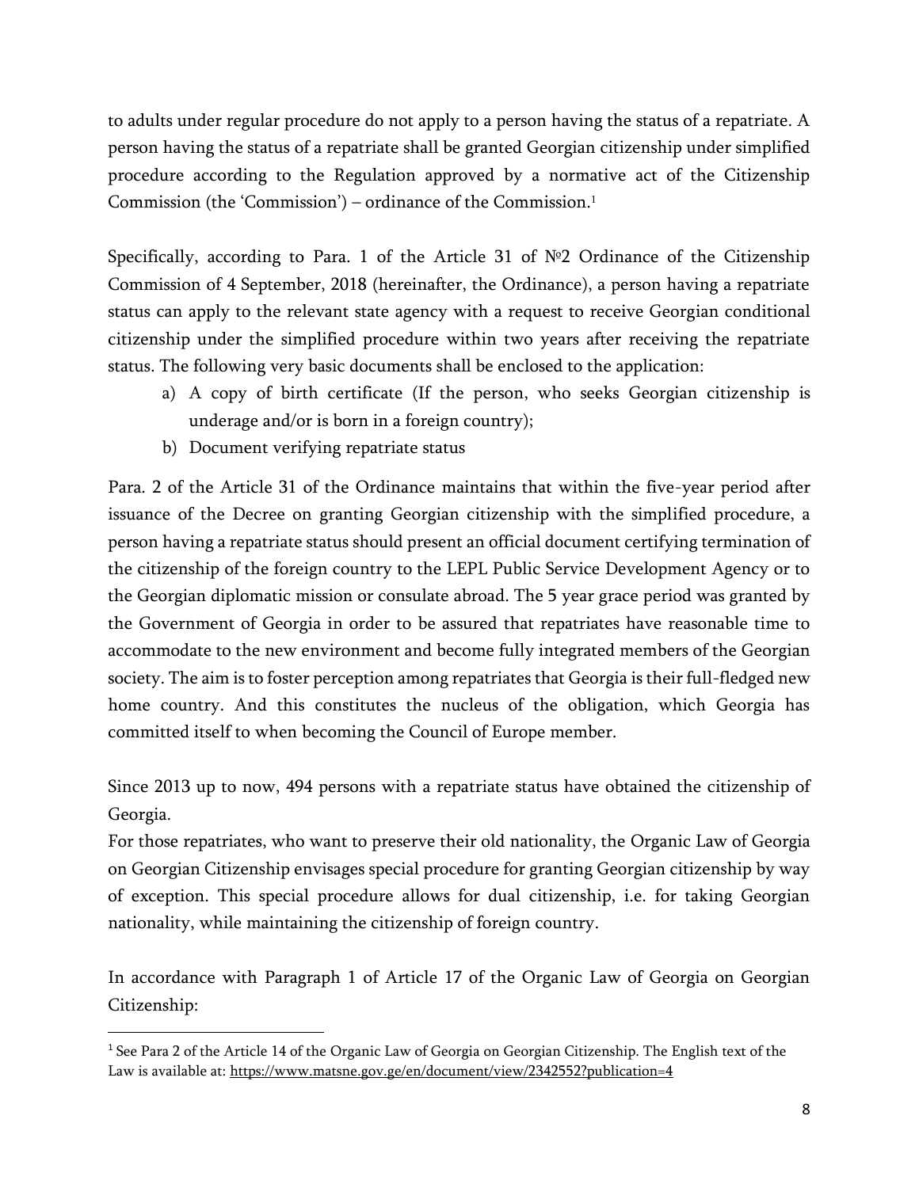to adults under regular procedure do not apply to a person having the status of a repatriate. A person having the status of a repatriate shall be granted Georgian citizenship under simplified procedure according to the Regulation approved by a normative act of the Citizenship Commission (the 'Commission') – ordinance of the Commission.[1]

Specifically, according to Para. 1 of the Article 31 of №2 Ordinance of the Citizenship Commission of 4 September, 2018 (hereinafter, the Ordinance), a person having a repatriate status can apply to the relevant state agency with a request to receive Georgian conditional citizenship under the simplified procedure within two years after receiving the repatriate status. The following very basic documents shall be enclosed to the application:

a) A copy of birth certificate (If the person, who seeks Georgian citizenship is underage and/or is born in a foreign country);
b) Document verifying repatriate status

Para. 2 of the Article 31 of the Ordinance maintains that within the five-year period after issuance of the Decree on granting Georgian citizenship with the simplified procedure, a person having a repatriate status should present an official document certifying termination of the citizenship of the foreign country to the LEPL Public Service Development Agency or to the Georgian diplomatic mission or consulate abroad. The 5 year grace period was granted by the Government of Georgia in order to be assured that repatriates have reasonable time to accommodate to the new environment and become fully integrated members of the Georgian society. The aim is to foster perception among repatriates that Georgia is their full-fledged new home country. And this constitutes the nucleus of the obligation, which Georgia has committed itself to when becoming the Council of Europe member.

Since 2013 up to now, 494 persons with a repatriate status have obtained the citizenship of Georgia.

For those repatriates, who want to preserve their old nationality, the Organic Law of Georgia on Georgian Citizenship envisages special procedure for granting Georgian citizenship by way of exception. This special procedure allows for dual citizenship, i.e. for taking Georgian nationality, while maintaining the citizenship of foreign country.

In accordance with Paragraph 1 of Article 17 of the Organic Law of Georgia on Georgian Citizenship:

[1] See Para 2 of the Article 14 of the Organic Law of Georgia on Georgian Citizenship. The English text of the Law is available at: https://www.matsne.gov.ge/en/document/view/2342552?publication=4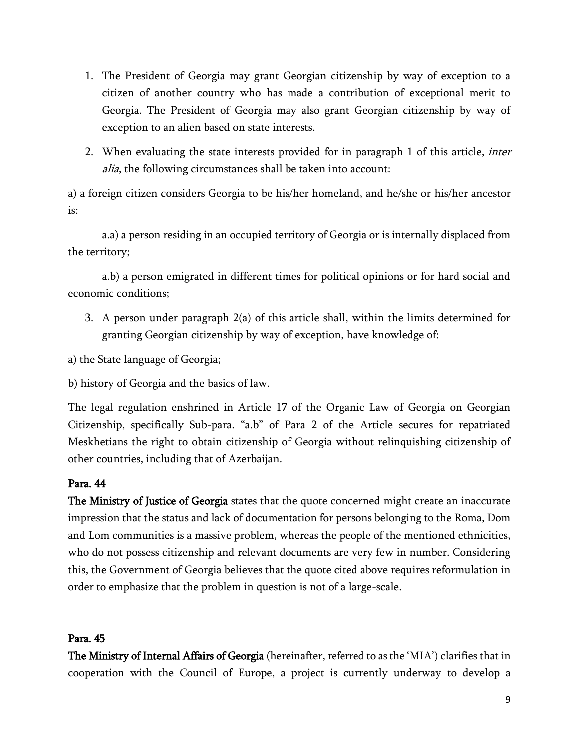1. The President of Georgia may grant Georgian citizenship by way of exception to a citizen of another country who has made a contribution of exceptional merit to Georgia. The President of Georgia may also grant Georgian citizenship by way of exception to an alien based on state interests.

2. When evaluating the state interests provided for in paragraph 1 of this article, *inter alia*, the following circumstances shall be taken into account:

a) a foreign citizen considers Georgia to be his/her homeland, and he/she or his/her ancestor is:

a.a) a person residing in an occupied territory of Georgia or is internally displaced from the territory;

a.b) a person emigrated in different times for political opinions or for hard social and economic conditions;

3. A person under paragraph 2(a) of this article shall, within the limits determined for granting Georgian citizenship by way of exception, have knowledge of:

a) the State language of Georgia;

b) history of Georgia and the basics of law.

The legal regulation enshrined in Article 17 of the Organic Law of Georgia on Georgian Citizenship, specifically Sub-para. "a.b" of Para 2 of the Article secures for repatriated Meskhetians the right to obtain citizenship of Georgia without relinquishing citizenship of other countries, including that of Azerbaijan.

**Para. 44**

**The Ministry of Justice of Georgia** states that the quote concerned might create an inaccurate impression that the status and lack of documentation for persons belonging to the Roma, Dom and Lom communities is a massive problem, whereas the people of the mentioned ethnicities, who do not possess citizenship and relevant documents are very few in number. Considering this, the Government of Georgia believes that the quote cited above requires reformulation in order to emphasize that the problem in question is not of a large-scale.

**Para. 45**

**The Ministry of Internal Affairs of Georgia** (hereinafter, referred to as the 'MIA') clarifies that in cooperation with the Council of Europe, a project is currently underway to develop a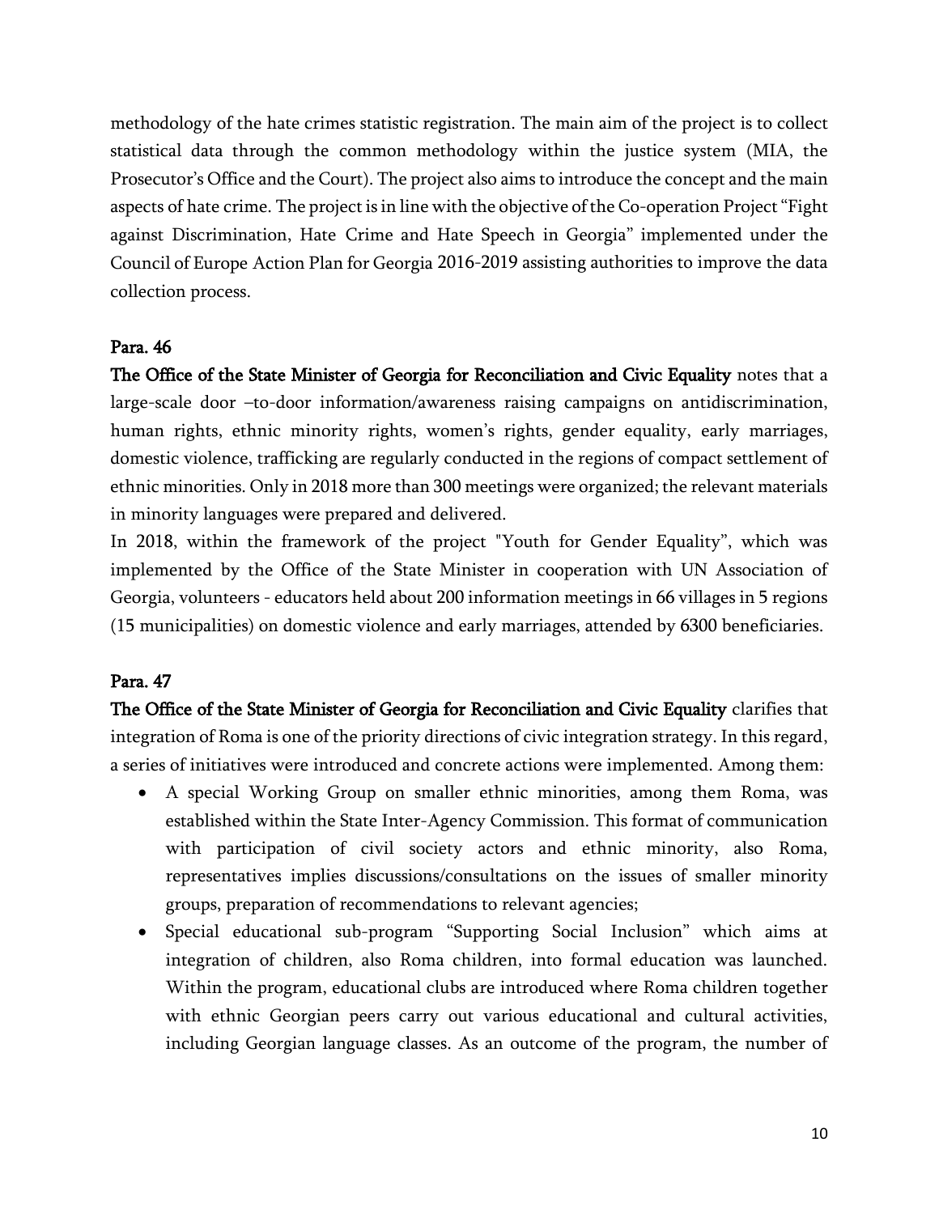methodology of the hate crimes statistic registration. The main aim of the project is to collect statistical data through the common methodology within the justice system (MIA, the Prosecutor's Office and the Court). The project also aims to introduce the concept and the main aspects of hate crime. The project is in line with the objective of the Co-operation Project "Fight against Discrimination, Hate Crime and Hate Speech in Georgia" implemented under the Council of Europe Action Plan for Georgia 2016-2019 assisting authorities to improve the data collection process.

## Para. 46

**The Office of the State Minister of Georgia for Reconciliation and Civic Equality** notes that a large-scale door –to-door information/awareness raising campaigns on antidiscrimination, human rights, ethnic minority rights, women's rights, gender equality, early marriages, domestic violence, trafficking are regularly conducted in the regions of compact settlement of ethnic minorities. Only in 2018 more than 300 meetings were organized; the relevant materials in minority languages were prepared and delivered.

In 2018, within the framework of the project "Youth for Gender Equality", which was implemented by the Office of the State Minister in cooperation with UN Association of Georgia, volunteers - educators held about 200 information meetings in 66 villages in 5 regions (15 municipalities) on domestic violence and early marriages, attended by 6300 beneficiaries.

## Para. 47

**The Office of the State Minister of Georgia for Reconciliation and Civic Equality** clarifies that integration of Roma is one of the priority directions of civic integration strategy. In this regard, a series of initiatives were introduced and concrete actions were implemented. Among them:

- A special Working Group on smaller ethnic minorities, among them Roma, was established within the State Inter-Agency Commission. This format of communication with participation of civil society actors and ethnic minority, also Roma, representatives implies discussions/consultations on the issues of smaller minority groups, preparation of recommendations to relevant agencies;
- Special educational sub-program "Supporting Social Inclusion" which aims at integration of children, also Roma children, into formal education was launched. Within the program, educational clubs are introduced where Roma children together with ethnic Georgian peers carry out various educational and cultural activities, including Georgian language classes. As an outcome of the program, the number of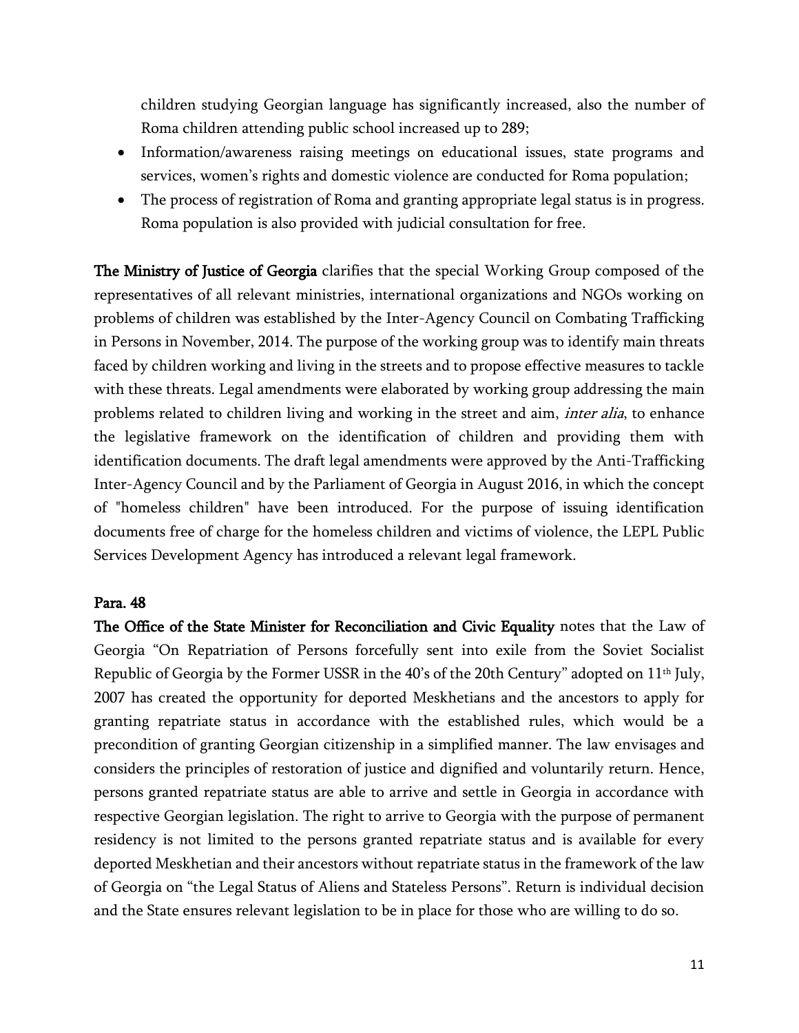children studying Georgian language has significantly increased, also the number of Roma children attending public school increased up to 289;

- Information/awareness raising meetings on educational issues, state programs and services, women's rights and domestic violence are conducted for Roma population;
- The process of registration of Roma and granting appropriate legal status is in progress. Roma population is also provided with judicial consultation for free.

**The Ministry of Justice of Georgia** clarifies that the special Working Group composed of the representatives of all relevant ministries, international organizations and NGOs working on problems of children was established by the Inter-Agency Council on Combating Trafficking in Persons in November, 2014. The purpose of the working group was to identify main threats faced by children working and living in the streets and to propose effective measures to tackle with these threats. Legal amendments were elaborated by working group addressing the main problems related to children living and working in the street and aim, *inter alia*, to enhance the legislative framework on the identification of children and providing them with identification documents. The draft legal amendments were approved by the Anti-Trafficking Inter-Agency Council and by the Parliament of Georgia in August 2016, in which the concept of "homeless children" have been introduced. For the purpose of issuing identification documents free of charge for the homeless children and victims of violence, the LEPL Public Services Development Agency has introduced a relevant legal framework.

**Para. 48**

**The Office of the State Minister for Reconciliation and Civic Equality** notes that the Law of Georgia "On Repatriation of Persons forcefully sent into exile from the Soviet Socialist Republic of Georgia by the Former USSR in the 40's of the 20th Century" adopted on 11th July, 2007 has created the opportunity for deported Meskhetians and the ancestors to apply for granting repatriate status in accordance with the established rules, which would be a precondition of granting Georgian citizenship in a simplified manner. The law envisages and considers the principles of restoration of justice and dignified and voluntarily return. Hence, persons granted repatriate status are able to arrive and settle in Georgia in accordance with respective Georgian legislation. The right to arrive to Georgia with the purpose of permanent residency is not limited to the persons granted repatriate status and is available for every deported Meskhetian and their ancestors without repatriate status in the framework of the law of Georgia on "the Legal Status of Aliens and Stateless Persons". Return is individual decision and the State ensures relevant legislation to be in place for those who are willing to do so.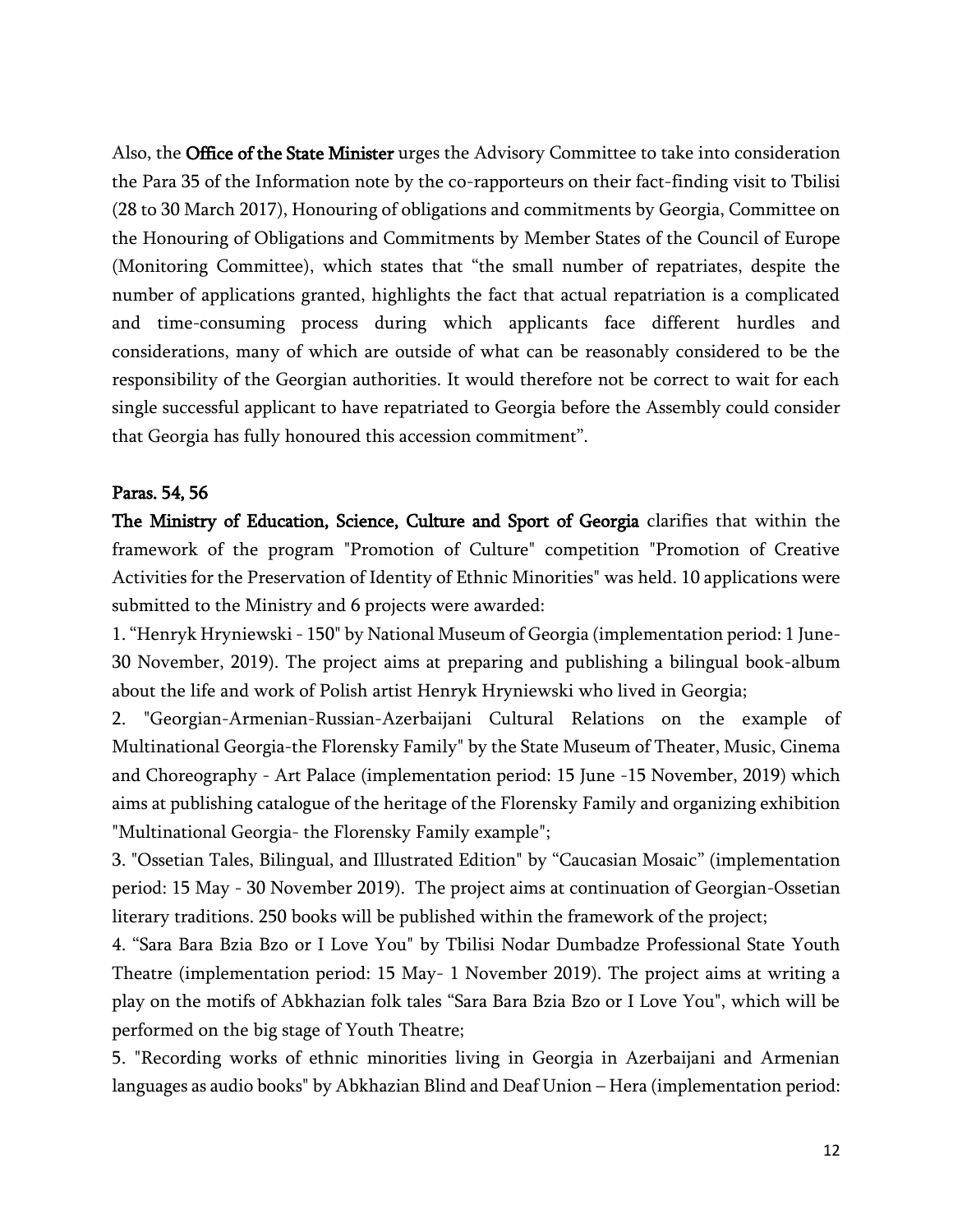Also, the **Office of the State Minister** urges the Advisory Committee to take into consideration the Para 35 of the Information note by the co-rapporteurs on their fact-finding visit to Tbilisi (28 to 30 March 2017), Honouring of obligations and commitments by Georgia, Committee on the Honouring of Obligations and Commitments by Member States of the Council of Europe (Monitoring Committee), which states that "the small number of repatriates, despite the number of applications granted, highlights the fact that actual repatriation is a complicated and time-consuming process during which applicants face different hurdles and considerations, many of which are outside of what can be reasonably considered to be the responsibility of the Georgian authorities. It would therefore not be correct to wait for each single successful applicant to have repatriated to Georgia before the Assembly could consider that Georgia has fully honoured this accession commitment".

**Paras. 54, 56**

**The Ministry of Education, Science, Culture and Sport of Georgia** clarifies that within the framework of the program "Promotion of Culture" competition "Promotion of Creative Activities for the Preservation of Identity of Ethnic Minorities" was held. 10 applications were submitted to the Ministry and 6 projects were awarded:

1. "Henryk Hryniewski - 150" by National Museum of Georgia (implementation period: 1 June-30 November, 2019). The project aims at preparing and publishing a bilingual book-album about the life and work of Polish artist Henryk Hryniewski who lived in Georgia;
2. "Georgian-Armenian-Russian-Azerbaijani Cultural Relations on the example of Multinational Georgia-the Florensky Family" by the State Museum of Theater, Music, Cinema and Choreography - Art Palace (implementation period: 15 June -15 November, 2019) which aims at publishing catalogue of the heritage of the Florensky Family and organizing exhibition "Multinational Georgia- the Florensky Family example";
3. "Ossetian Tales, Bilingual, and Illustrated Edition" by "Caucasian Mosaic" (implementation period: 15 May - 30 November 2019). The project aims at continuation of Georgian-Ossetian literary traditions. 250 books will be published within the framework of the project;
4. "Sara Bara Bzia Bzo or I Love You" by Tbilisi Nodar Dumbadze Professional State Youth Theatre (implementation period: 15 May- 1 November 2019). The project aims at writing a play on the motifs of Abkhazian folk tales "Sara Bara Bzia Bzo or I Love You", which will be performed on the big stage of Youth Theatre;
5. "Recording works of ethnic minorities living in Georgia in Azerbaijani and Armenian languages as audio books" by Abkhazian Blind and Deaf Union – Hera (implementation period: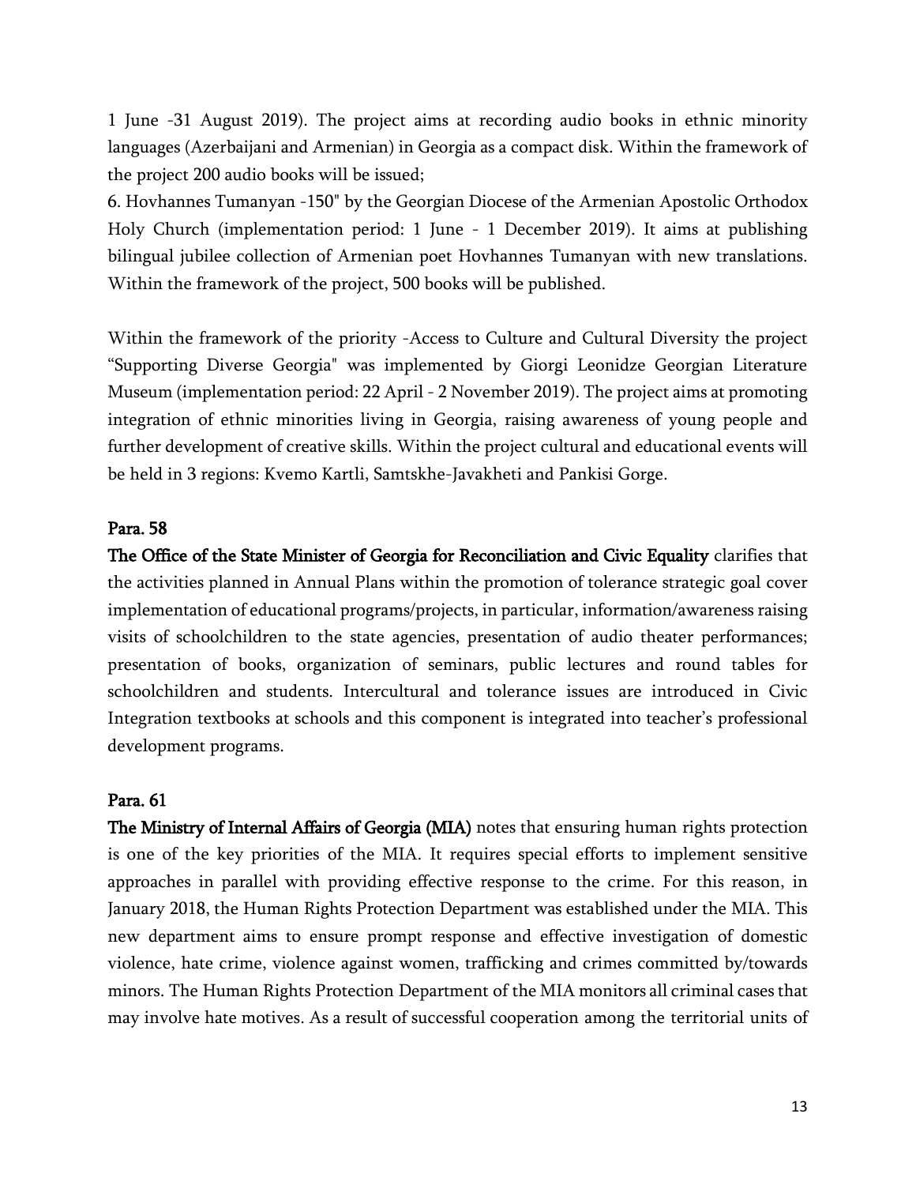1 June -31 August 2019). The project aims at recording audio books in ethnic minority languages (Azerbaijani and Armenian) in Georgia as a compact disk. Within the framework of the project 200 audio books will be issued;

6. Hovhannes Tumanyan -150" by the Georgian Diocese of the Armenian Apostolic Orthodox Holy Church (implementation period: 1 June - 1 December 2019). It aims at publishing bilingual jubilee collection of Armenian poet Hovhannes Tumanyan with new translations. Within the framework of the project, 500 books will be published.

Within the framework of the priority -Access to Culture and Cultural Diversity the project "Supporting Diverse Georgia" was implemented by Giorgi Leonidze Georgian Literature Museum (implementation period: 22 April - 2 November 2019). The project aims at promoting integration of ethnic minorities living in Georgia, raising awareness of young people and further development of creative skills. Within the project cultural and educational events will be held in 3 regions: Kvemo Kartli, Samtskhe-Javakheti and Pankisi Gorge.

**Para. 58**

**The Office of the State Minister of Georgia for Reconciliation and Civic Equality** clarifies that the activities planned in Annual Plans within the promotion of tolerance strategic goal cover implementation of educational programs/projects, in particular, information/awareness raising visits of schoolchildren to the state agencies, presentation of audio theater performances; presentation of books, organization of seminars, public lectures and round tables for schoolchildren and students. Intercultural and tolerance issues are introduced in Civic Integration textbooks at schools and this component is integrated into teacher's professional development programs.

**Para. 61**

**The Ministry of Internal Affairs of Georgia (MIA)** notes that ensuring human rights protection is one of the key priorities of the MIA. It requires special efforts to implement sensitive approaches in parallel with providing effective response to the crime. For this reason, in January 2018, the Human Rights Protection Department was established under the MIA. This new department aims to ensure prompt response and effective investigation of domestic violence, hate crime, violence against women, trafficking and crimes committed by/towards minors. The Human Rights Protection Department of the MIA monitors all criminal cases that may involve hate motives. As a result of successful cooperation among the territorial units of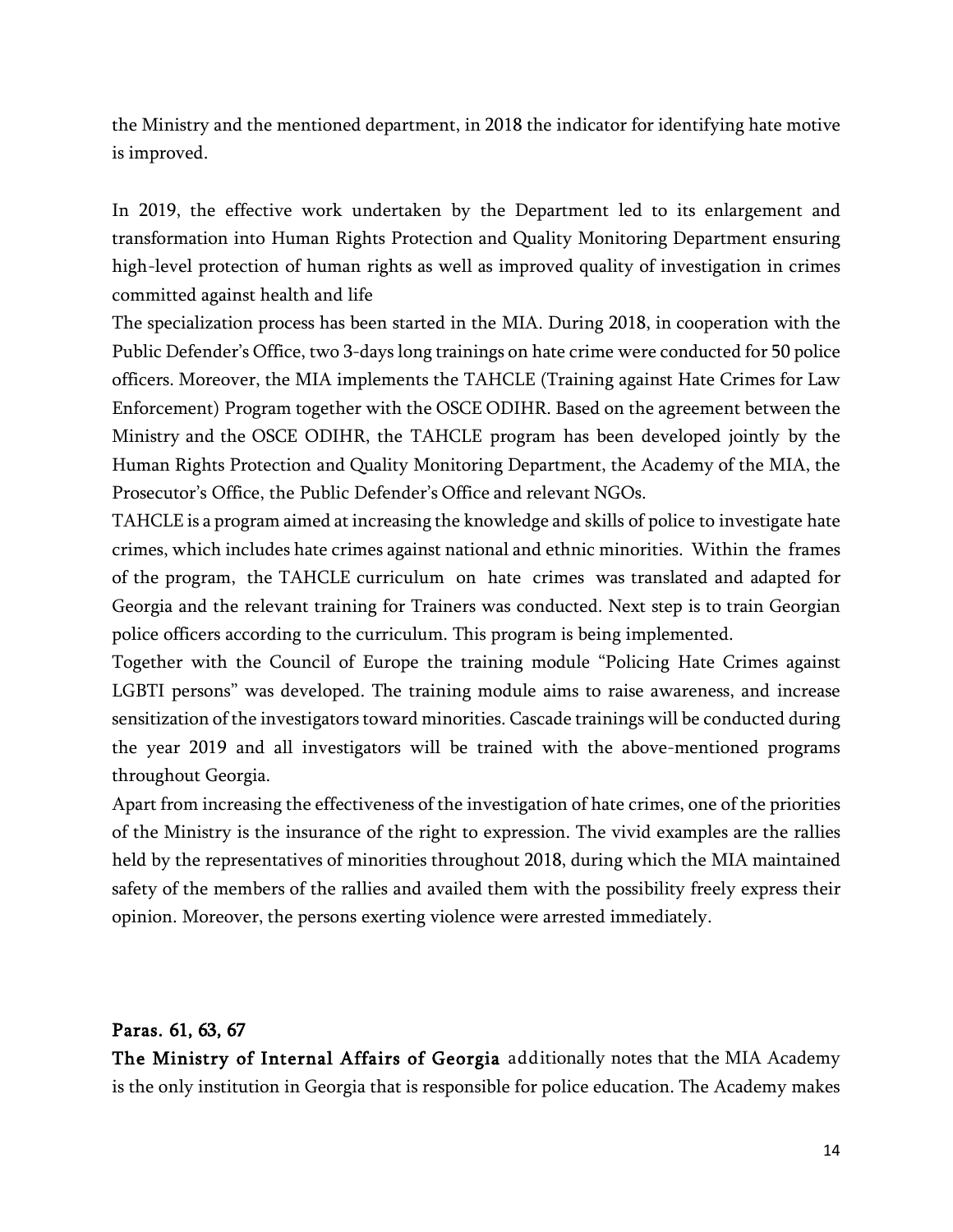the Ministry and the mentioned department, in 2018 the indicator for identifying hate motive is improved.

In 2019, the effective work undertaken by the Department led to its enlargement and transformation into Human Rights Protection and Quality Monitoring Department ensuring high-level protection of human rights as well as improved quality of investigation in crimes committed against health and life

The specialization process has been started in the MIA. During 2018, in cooperation with the Public Defender's Office, two 3-days long trainings on hate crime were conducted for 50 police officers. Moreover, the MIA implements the TAHCLE (Training against Hate Crimes for Law Enforcement) Program together with the OSCE ODIHR. Based on the agreement between the Ministry and the OSCE ODIHR, the TAHCLE program has been developed jointly by the Human Rights Protection and Quality Monitoring Department, the Academy of the MIA, the Prosecutor's Office, the Public Defender's Office and relevant NGOs.

TAHCLE is a program aimed at increasing the knowledge and skills of police to investigate hate crimes, which includes hate crimes against national and ethnic minorities. Within the frames of the program, the TAHCLE curriculum on hate crimes was translated and adapted for Georgia and the relevant training for Trainers was conducted. Next step is to train Georgian police officers according to the curriculum. This program is being implemented.

Together with the Council of Europe the training module "Policing Hate Crimes against LGBTI persons" was developed. The training module aims to raise awareness, and increase sensitization of the investigators toward minorities. Cascade trainings will be conducted during the year 2019 and all investigators will be trained with the above-mentioned programs throughout Georgia.

Apart from increasing the effectiveness of the investigation of hate crimes, one of the priorities of the Ministry is the insurance of the right to expression. The vivid examples are the rallies held by the representatives of minorities throughout 2018, during which the MIA maintained safety of the members of the rallies and availed them with the possibility freely express their opinion. Moreover, the persons exerting violence were arrested immediately.

**Paras. 61, 63, 67**

**The Ministry of Internal Affairs of Georgia** additionally notes that the MIA Academy is the only institution in Georgia that is responsible for police education. The Academy makes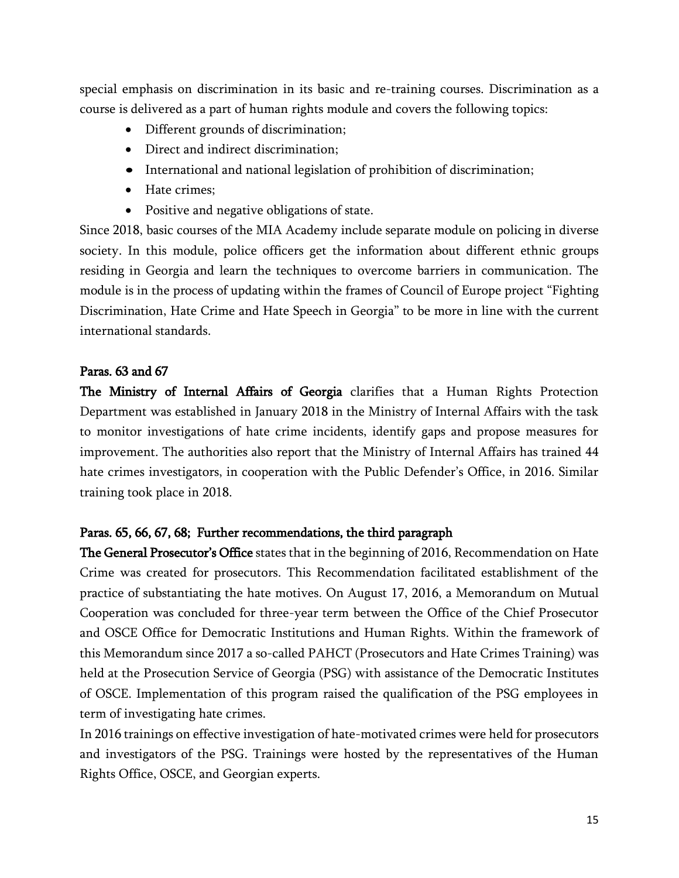special emphasis on discrimination in its basic and re-training courses. Discrimination as a course is delivered as a part of human rights module and covers the following topics:

- Different grounds of discrimination;
- Direct and indirect discrimination;
- International and national legislation of prohibition of discrimination;
- Hate crimes;
- Positive and negative obligations of state.

Since 2018, basic courses of the MIA Academy include separate module on policing in diverse society. In this module, police officers get the information about different ethnic groups residing in Georgia and learn the techniques to overcome barriers in communication. The module is in the process of updating within the frames of Council of Europe project "Fighting Discrimination, Hate Crime and Hate Speech in Georgia" to be more in line with the current international standards.

### Paras. 63 and 67

**The Ministry of Internal Affairs of Georgia** clarifies that a Human Rights Protection Department was established in January 2018 in the Ministry of Internal Affairs with the task to monitor investigations of hate crime incidents, identify gaps and propose measures for improvement. The authorities also report that the Ministry of Internal Affairs has trained 44 hate crimes investigators, in cooperation with the Public Defender's Office, in 2016. Similar training took place in 2018.

### Paras. 65, 66, 67, 68; Further recommendations, the third paragraph

**The General Prosecutor's Office** states that in the beginning of 2016, Recommendation on Hate Crime was created for prosecutors. This Recommendation facilitated establishment of the practice of substantiating the hate motives. On August 17, 2016, a Memorandum on Mutual Cooperation was concluded for three-year term between the Office of the Chief Prosecutor and OSCE Office for Democratic Institutions and Human Rights. Within the framework of this Memorandum since 2017 a so-called PAHCT (Prosecutors and Hate Crimes Training) was held at the Prosecution Service of Georgia (PSG) with assistance of the Democratic Institutes of OSCE. Implementation of this program raised the qualification of the PSG employees in term of investigating hate crimes.

In 2016 trainings on effective investigation of hate-motivated crimes were held for prosecutors and investigators of the PSG. Trainings were hosted by the representatives of the Human Rights Office, OSCE, and Georgian experts.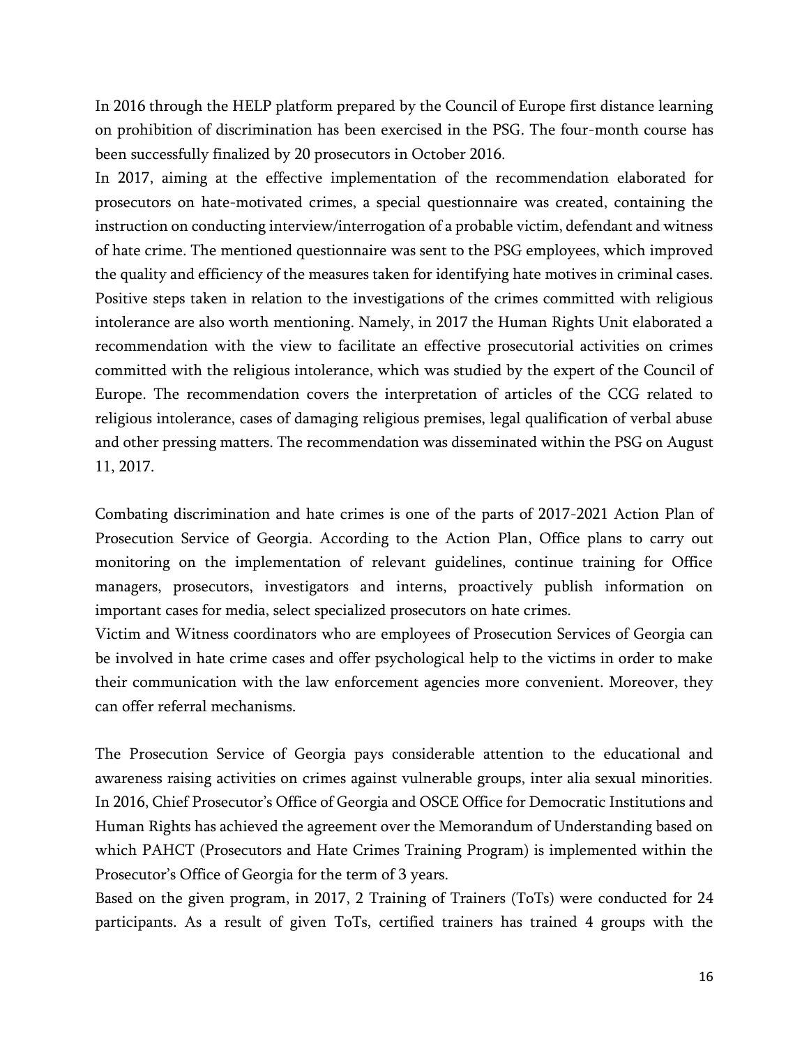In 2016 through the HELP platform prepared by the Council of Europe first distance learning on prohibition of discrimination has been exercised in the PSG. The four-month course has been successfully finalized by 20 prosecutors in October 2016.

In 2017, aiming at the effective implementation of the recommendation elaborated for prosecutors on hate-motivated crimes, a special questionnaire was created, containing the instruction on conducting interview/interrogation of a probable victim, defendant and witness of hate crime. The mentioned questionnaire was sent to the PSG employees, which improved the quality and efficiency of the measures taken for identifying hate motives in criminal cases. Positive steps taken in relation to the investigations of the crimes committed with religious intolerance are also worth mentioning. Namely, in 2017 the Human Rights Unit elaborated a recommendation with the view to facilitate an effective prosecutorial activities on crimes committed with the religious intolerance, which was studied by the expert of the Council of Europe. The recommendation covers the interpretation of articles of the CCG related to religious intolerance, cases of damaging religious premises, legal qualification of verbal abuse and other pressing matters. The recommendation was disseminated within the PSG on August 11, 2017.

Combating discrimination and hate crimes is one of the parts of 2017-2021 Action Plan of Prosecution Service of Georgia. According to the Action Plan, Office plans to carry out monitoring on the implementation of relevant guidelines, continue training for Office managers, prosecutors, investigators and interns, proactively publish information on important cases for media, select specialized prosecutors on hate crimes.

Victim and Witness coordinators who are employees of Prosecution Services of Georgia can be involved in hate crime cases and offer psychological help to the victims in order to make their communication with the law enforcement agencies more convenient. Moreover, they can offer referral mechanisms.

The Prosecution Service of Georgia pays considerable attention to the educational and awareness raising activities on crimes against vulnerable groups, inter alia sexual minorities. In 2016, Chief Prosecutor's Office of Georgia and OSCE Office for Democratic Institutions and Human Rights has achieved the agreement over the Memorandum of Understanding based on which PAHCT (Prosecutors and Hate Crimes Training Program) is implemented within the Prosecutor's Office of Georgia for the term of 3 years.

Based on the given program, in 2017, 2 Training of Trainers (ToTs) were conducted for 24 participants. As a result of given ToTs, certified trainers has trained 4 groups with the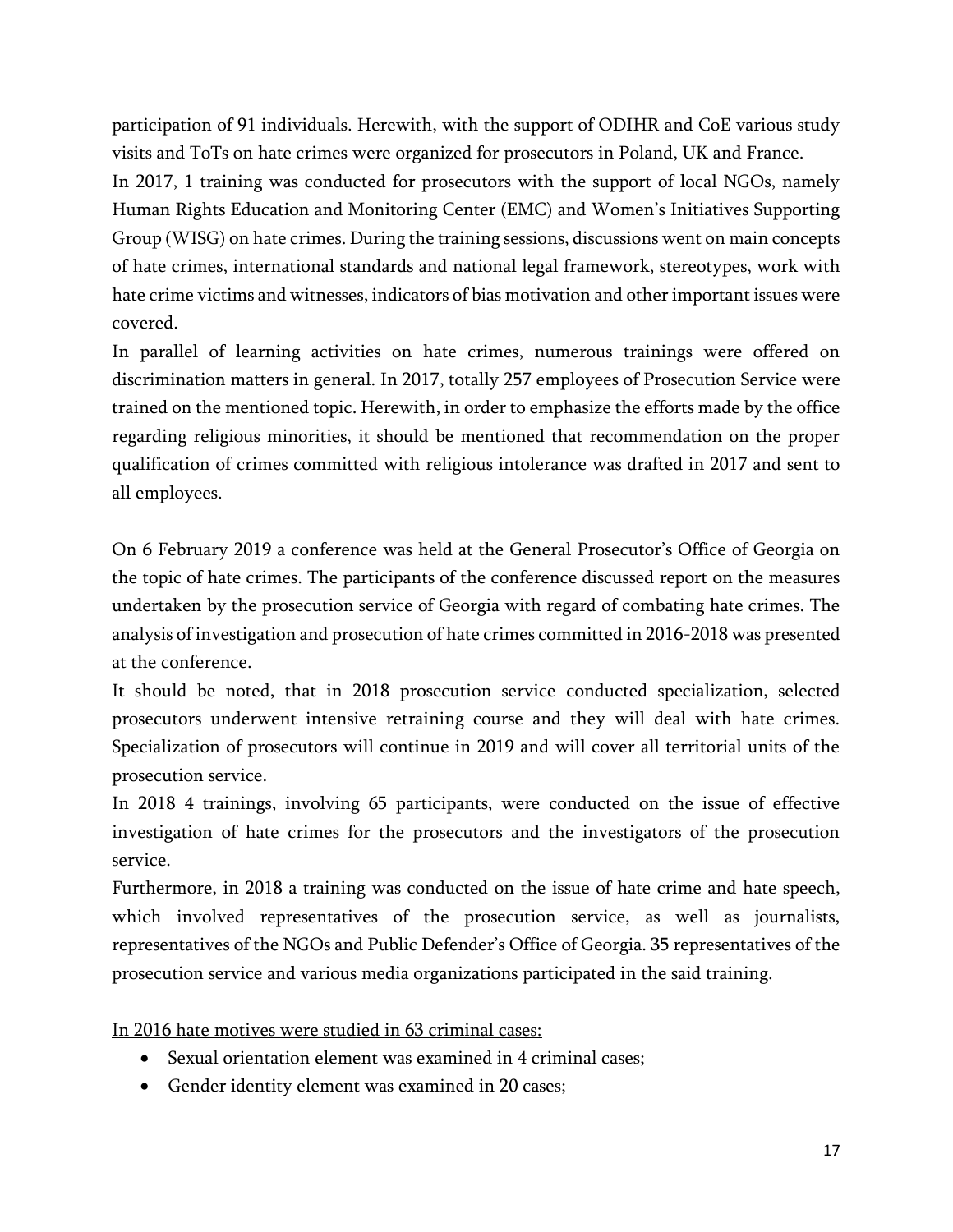participation of 91 individuals. Herewith, with the support of ODIHR and CoE various study visits and ToTs on hate crimes were organized for prosecutors in Poland, UK and France.

In 2017, 1 training was conducted for prosecutors with the support of local NGOs, namely Human Rights Education and Monitoring Center (EMC) and Women's Initiatives Supporting Group (WISG) on hate crimes. During the training sessions, discussions went on main concepts of hate crimes, international standards and national legal framework, stereotypes, work with hate crime victims and witnesses, indicators of bias motivation and other important issues were covered.

In parallel of learning activities on hate crimes, numerous trainings were offered on discrimination matters in general. In 2017, totally 257 employees of Prosecution Service were trained on the mentioned topic. Herewith, in order to emphasize the efforts made by the office regarding religious minorities, it should be mentioned that recommendation on the proper qualification of crimes committed with religious intolerance was drafted in 2017 and sent to all employees.

On 6 February 2019 a conference was held at the General Prosecutor's Office of Georgia on the topic of hate crimes. The participants of the conference discussed report on the measures undertaken by the prosecution service of Georgia with regard of combating hate crimes. The analysis of investigation and prosecution of hate crimes committed in 2016-2018 was presented at the conference.

It should be noted, that in 2018 prosecution service conducted specialization, selected prosecutors underwent intensive retraining course and they will deal with hate crimes. Specialization of prosecutors will continue in 2019 and will cover all territorial units of the prosecution service.

In 2018 4 trainings, involving 65 participants, were conducted on the issue of effective investigation of hate crimes for the prosecutors and the investigators of the prosecution service.

Furthermore, in 2018 a training was conducted on the issue of hate crime and hate speech, which involved representatives of the prosecution service, as well as journalists, representatives of the NGOs and Public Defender's Office of Georgia. 35 representatives of the prosecution service and various media organizations participated in the said training.

<u>In 2016 hate motives were studied in 63 criminal cases:</u>

- Sexual orientation element was examined in 4 criminal cases;
- Gender identity element was examined in 20 cases;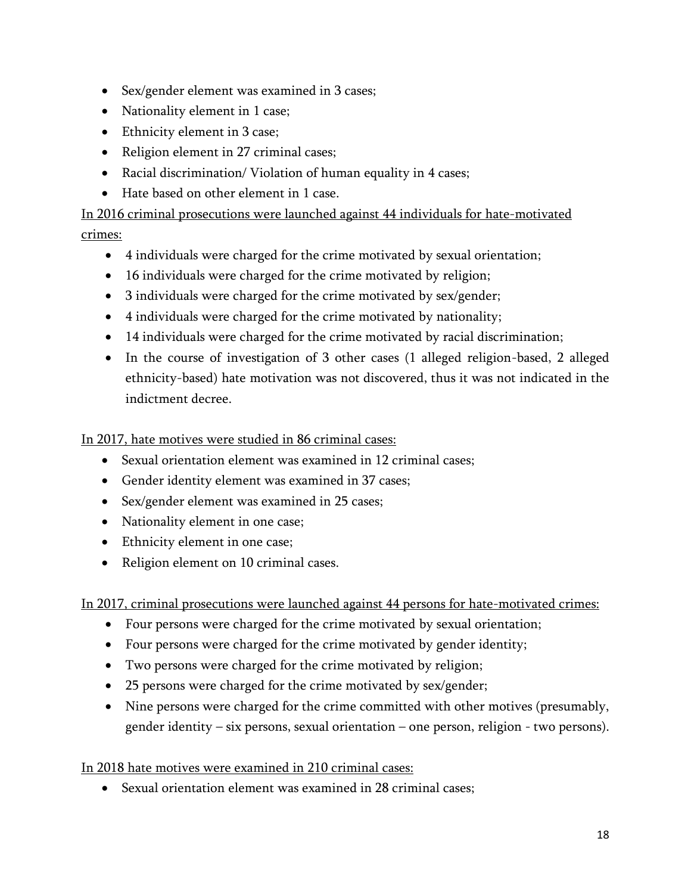- Sex/gender element was examined in 3 cases;
- Nationality element in 1 case;
- Ethnicity element in 3 case;
- Religion element in 27 criminal cases;
- Racial discrimination/ Violation of human equality in 4 cases;
- Hate based on other element in 1 case.

<u>In 2016 criminal prosecutions were launched against 44 individuals for hate-motivated crimes:</u>

- 4 individuals were charged for the crime motivated by sexual orientation;
- 16 individuals were charged for the crime motivated by religion;
- 3 individuals were charged for the crime motivated by sex/gender;
- 4 individuals were charged for the crime motivated by nationality;
- 14 individuals were charged for the crime motivated by racial discrimination;
- In the course of investigation of 3 other cases (1 alleged religion-based, 2 alleged ethnicity-based) hate motivation was not discovered, thus it was not indicated in the indictment decree.

<u>In 2017, hate motives were studied in 86 criminal cases:</u>

- Sexual orientation element was examined in 12 criminal cases;
- Gender identity element was examined in 37 cases;
- Sex/gender element was examined in 25 cases;
- Nationality element in one case;
- Ethnicity element in one case;
- Religion element on 10 criminal cases.

<u>In 2017, criminal prosecutions were launched against 44 persons for hate-motivated crimes:</u>

- Four persons were charged for the crime motivated by sexual orientation;
- Four persons were charged for the crime motivated by gender identity;
- Two persons were charged for the crime motivated by religion;
- 25 persons were charged for the crime motivated by sex/gender;
- Nine persons were charged for the crime committed with other motives (presumably, gender identity – six persons, sexual orientation – one person, religion - two persons).

<u>In 2018 hate motives were examined in 210 criminal cases:</u>

- Sexual orientation element was examined in 28 criminal cases;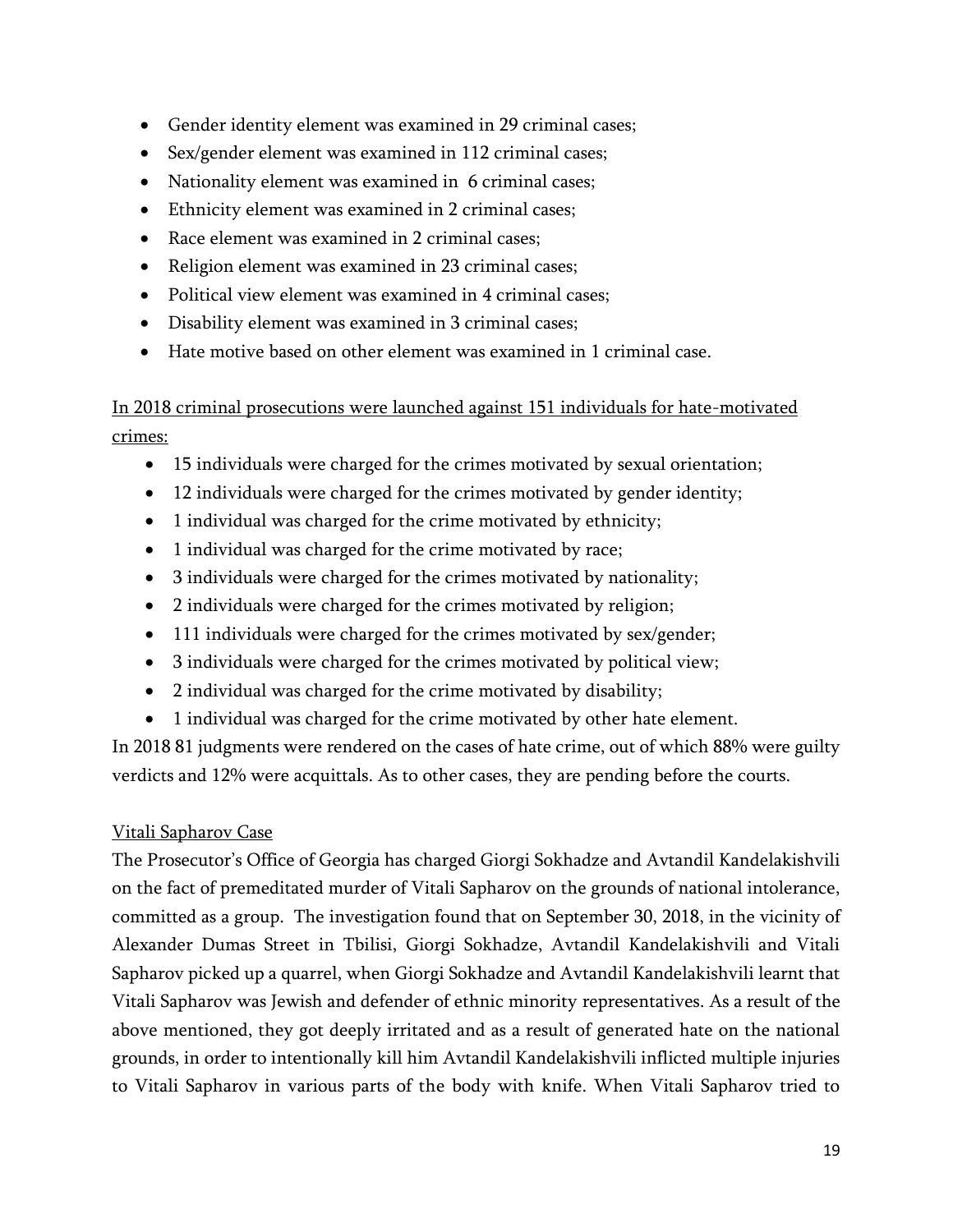- Gender identity element was examined in 29 criminal cases;
- Sex/gender element was examined in 112 criminal cases;
- Nationality element was examined in 6 criminal cases;
- Ethnicity element was examined in 2 criminal cases;
- Race element was examined in 2 criminal cases;
- Religion element was examined in 23 criminal cases;
- Political view element was examined in 4 criminal cases;
- Disability element was examined in 3 criminal cases;
- Hate motive based on other element was examined in 1 criminal case.

<u>In 2018 criminal prosecutions were launched against 151 individuals for hate-motivated crimes:</u>

- 15 individuals were charged for the crimes motivated by sexual orientation;
- 12 individuals were charged for the crimes motivated by gender identity;
- 1 individual was charged for the crime motivated by ethnicity;
- 1 individual was charged for the crime motivated by race;
- 3 individuals were charged for the crimes motivated by nationality;
- 2 individuals were charged for the crimes motivated by religion;
- 111 individuals were charged for the crimes motivated by sex/gender;
- 3 individuals were charged for the crimes motivated by political view;
- 2 individual was charged for the crime motivated by disability;
- 1 individual was charged for the crime motivated by other hate element.

In 2018 81 judgments were rendered on the cases of hate crime, out of which 88% were guilty verdicts and 12% were acquittals. As to other cases, they are pending before the courts.

<u>Vitali Sapharov Case</u>

The Prosecutor's Office of Georgia has charged Giorgi Sokhadze and Avtandil Kandelakishvili on the fact of premeditated murder of Vitali Sapharov on the grounds of national intolerance, committed as a group. The investigation found that on September 30, 2018, in the vicinity of Alexander Dumas Street in Tbilisi, Giorgi Sokhadze, Avtandil Kandelakishvili and Vitali Sapharov picked up a quarrel, when Giorgi Sokhadze and Avtandil Kandelakishvili learnt that Vitali Sapharov was Jewish and defender of ethnic minority representatives. As a result of the above mentioned, they got deeply irritated and as a result of generated hate on the national grounds, in order to intentionally kill him Avtandil Kandelakishvili inflicted multiple injuries to Vitali Sapharov in various parts of the body with knife. When Vitali Sapharov tried to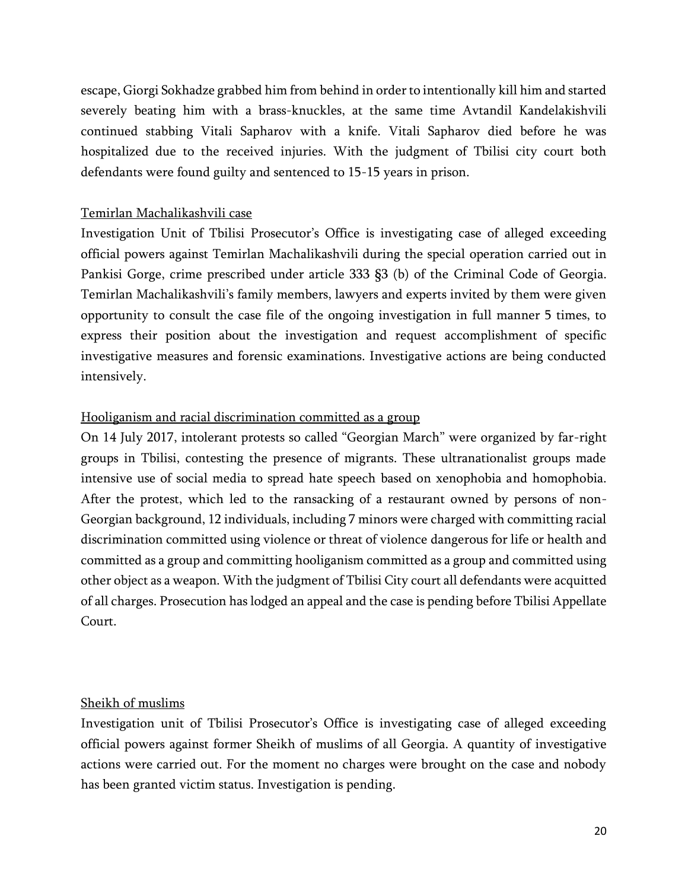escape, Giorgi Sokhadze grabbed him from behind in order to intentionally kill him and started severely beating him with a brass-knuckles, at the same time Avtandil Kandelakishvili continued stabbing Vitali Sapharov with a knife. Vitali Sapharov died before he was hospitalized due to the received injuries. With the judgment of Tbilisi city court both defendants were found guilty and sentenced to 15-15 years in prison.

Temirlan Machalikashvili case

Investigation Unit of Tbilisi Prosecutor's Office is investigating case of alleged exceeding official powers against Temirlan Machalikashvili during the special operation carried out in Pankisi Gorge, crime prescribed under article 333 §3 (b) of the Criminal Code of Georgia. Temirlan Machalikashvili's family members, lawyers and experts invited by them were given opportunity to consult the case file of the ongoing investigation in full manner 5 times, to express their position about the investigation and request accomplishment of specific investigative measures and forensic examinations. Investigative actions are being conducted intensively.

Hooliganism and racial discrimination committed as a group

On 14 July 2017, intolerant protests so called "Georgian March" were organized by far-right groups in Tbilisi, contesting the presence of migrants. These ultranationalist groups made intensive use of social media to spread hate speech based on xenophobia and homophobia. After the protest, which led to the ransacking of a restaurant owned by persons of non-Georgian background, 12 individuals, including 7 minors were charged with committing racial discrimination committed using violence or threat of violence dangerous for life or health and committed as a group and committing hooliganism committed as a group and committed using other object as a weapon. With the judgment of Tbilisi City court all defendants were acquitted of all charges. Prosecution has lodged an appeal and the case is pending before Tbilisi Appellate Court.

Sheikh of muslims

Investigation unit of Tbilisi Prosecutor's Office is investigating case of alleged exceeding official powers against former Sheikh of muslims of all Georgia. A quantity of investigative actions were carried out. For the moment no charges were brought on the case and nobody has been granted victim status. Investigation is pending.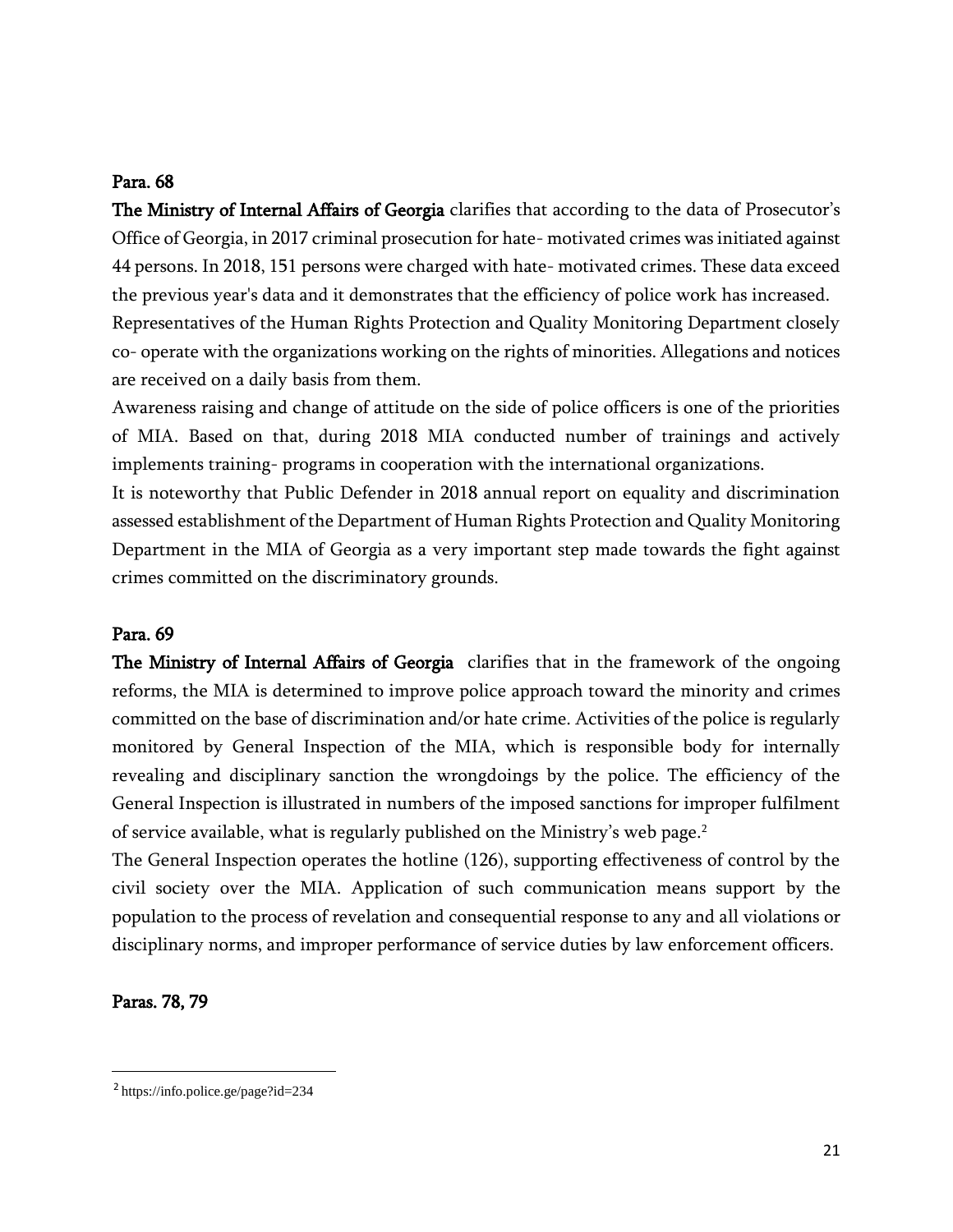**Para. 68**

**The Ministry of Internal Affairs of Georgia** clarifies that according to the data of Prosecutor's Office of Georgia, in 2017 criminal prosecution for hate- motivated crimes was initiated against 44 persons. In 2018, 151 persons were charged with hate- motivated crimes. These data exceed the previous year's data and it demonstrates that the efficiency of police work has increased.

Representatives of the Human Rights Protection and Quality Monitoring Department closely co- operate with the organizations working on the rights of minorities. Allegations and notices are received on a daily basis from them.

Awareness raising and change of attitude on the side of police officers is one of the priorities of MIA. Based on that, during 2018 MIA conducted number of trainings and actively implements training- programs in cooperation with the international organizations.

It is noteworthy that Public Defender in 2018 annual report on equality and discrimination assessed establishment of the Department of Human Rights Protection and Quality Monitoring Department in the MIA of Georgia as a very important step made towards the fight against crimes committed on the discriminatory grounds.

**Para. 69**

**The Ministry of Internal Affairs of Georgia** clarifies that in the framework of the ongoing reforms, the MIA is determined to improve police approach toward the minority and crimes committed on the base of discrimination and/or hate crime. Activities of the police is regularly monitored by General Inspection of the MIA, which is responsible body for internally revealing and disciplinary sanction the wrongdoings by the police. The efficiency of the General Inspection is illustrated in numbers of the imposed sanctions for improper fulfilment of service available, what is regularly published on the Ministry's web page.[2]

The General Inspection operates the hotline (126), supporting effectiveness of control by the civil society over the MIA. Application of such communication means support by the population to the process of revelation and consequential response to any and all violations or disciplinary norms, and improper performance of service duties by law enforcement officers.

**Paras. 78, 79**

[2] https://info.police.ge/page?id=234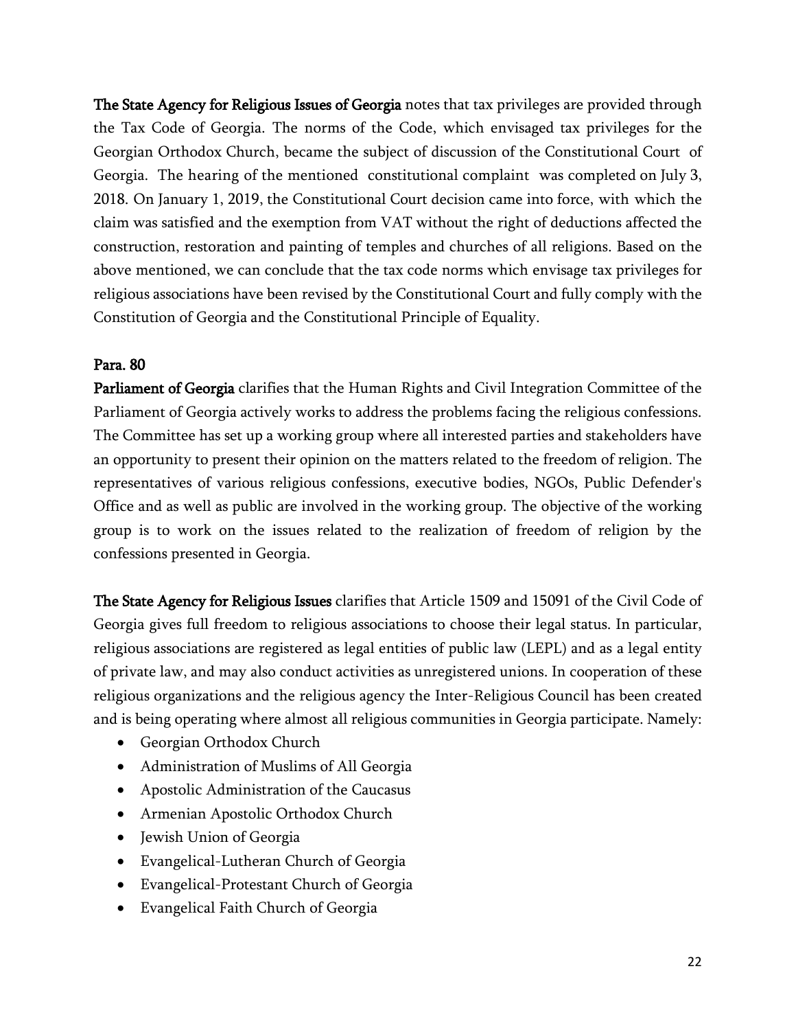**The State Agency for Religious Issues of Georgia** notes that tax privileges are provided through the Tax Code of Georgia. The norms of the Code, which envisaged tax privileges for the Georgian Orthodox Church, became the subject of discussion of the Constitutional Court of Georgia. The hearing of the mentioned constitutional complaint was completed on July 3, 2018. On January 1, 2019, the Constitutional Court decision came into force, with which the claim was satisfied and the exemption from VAT without the right of deductions affected the construction, restoration and painting of temples and churches of all religions. Based on the above mentioned, we can conclude that the tax code norms which envisage tax privileges for religious associations have been revised by the Constitutional Court and fully comply with the Constitution of Georgia and the Constitutional Principle of Equality.

**Para. 80**

**Parliament of Georgia** clarifies that the Human Rights and Civil Integration Committee of the Parliament of Georgia actively works to address the problems facing the religious confessions. The Committee has set up a working group where all interested parties and stakeholders have an opportunity to present their opinion on the matters related to the freedom of religion. The representatives of various religious confessions, executive bodies, NGOs, Public Defender's Office and as well as public are involved in the working group. The objective of the working group is to work on the issues related to the realization of freedom of religion by the confessions presented in Georgia.

**The State Agency for Religious Issues** clarifies that Article 1509 and 15091 of the Civil Code of Georgia gives full freedom to religious associations to choose their legal status. In particular, religious associations are registered as legal entities of public law (LEPL) and as a legal entity of private law, and may also conduct activities as unregistered unions. In cooperation of these religious organizations and the religious agency the Inter-Religious Council has been created and is being operating where almost all religious communities in Georgia participate. Namely:

- Georgian Orthodox Church
- Administration of Muslims of All Georgia
- Apostolic Administration of the Caucasus
- Armenian Apostolic Orthodox Church
- Jewish Union of Georgia
- Evangelical-Lutheran Church of Georgia
- Evangelical-Protestant Church of Georgia
- Evangelical Faith Church of Georgia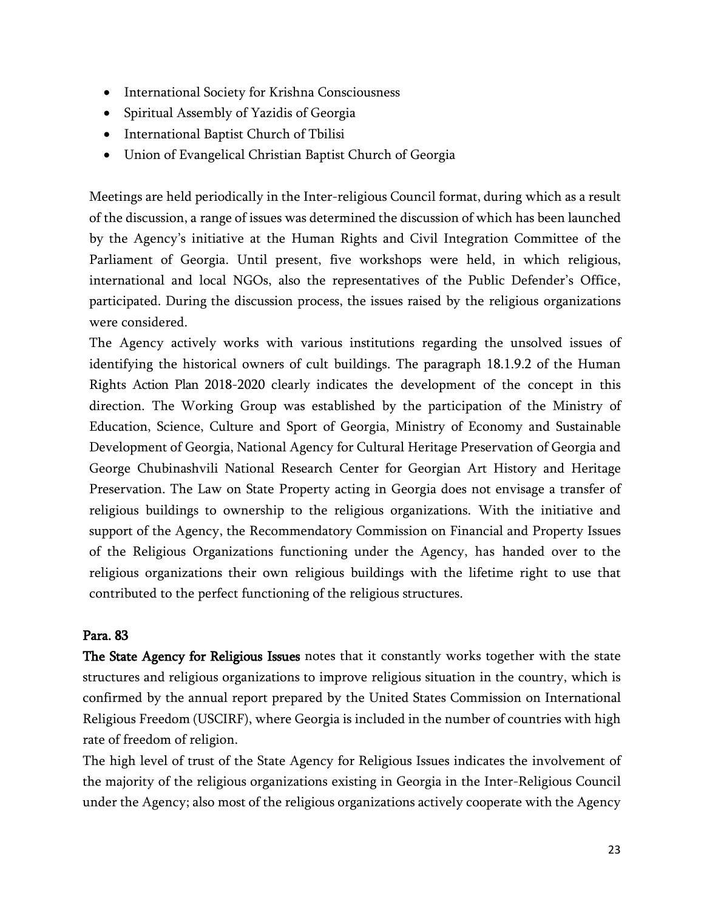- International Society for Krishna Consciousness
- Spiritual Assembly of Yazidis of Georgia
- International Baptist Church of Tbilisi
- Union of Evangelical Christian Baptist Church of Georgia

Meetings are held periodically in the Inter-religious Council format, during which as a result of the discussion, a range of issues was determined the discussion of which has been launched by the Agency's initiative at the Human Rights and Civil Integration Committee of the Parliament of Georgia. Until present, five workshops were held, in which religious, international and local NGOs, also the representatives of the Public Defender's Office, participated. During the discussion process, the issues raised by the religious organizations were considered.

The Agency actively works with various institutions regarding the unsolved issues of identifying the historical owners of cult buildings. The paragraph 18.1.9.2 of the Human Rights Action Plan 2018-2020 clearly indicates the development of the concept in this direction. The Working Group was established by the participation of the Ministry of Education, Science, Culture and Sport of Georgia, Ministry of Economy and Sustainable Development of Georgia, National Agency for Cultural Heritage Preservation of Georgia and George Chubinashvili National Research Center for Georgian Art History and Heritage Preservation. The Law on State Property acting in Georgia does not envisage a transfer of religious buildings to ownership to the religious organizations. With the initiative and support of the Agency, the Recommendatory Commission on Financial and Property Issues of the Religious Organizations functioning under the Agency, has handed over to the religious organizations their own religious buildings with the lifetime right to use that contributed to the perfect functioning of the religious structures.

**Para. 83**

**The State Agency for Religious Issues** notes that it constantly works together with the state structures and religious organizations to improve religious situation in the country, which is confirmed by the annual report prepared by the United States Commission on International Religious Freedom (USCIRF), where Georgia is included in the number of countries with high rate of freedom of religion.

The high level of trust of the State Agency for Religious Issues indicates the involvement of the majority of the religious organizations existing in Georgia in the Inter-Religious Council under the Agency; also most of the religious organizations actively cooperate with the Agency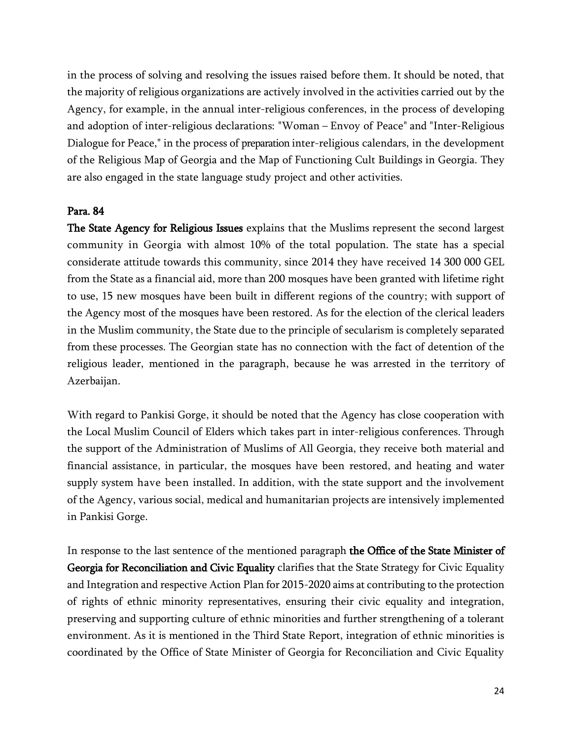in the process of solving and resolving the issues raised before them. It should be noted, that the majority of religious organizations are actively involved in the activities carried out by the Agency, for example, in the annual inter-religious conferences, in the process of developing and adoption of inter-religious declarations: "Woman – Envoy of Peace" and "Inter-Religious Dialogue for Peace," in the process of preparation inter-religious calendars, in the development of the Religious Map of Georgia and the Map of Functioning Cult Buildings in Georgia. They are also engaged in the state language study project and other activities.

**Para. 84**

**The State Agency for Religious Issues** explains that the Muslims represent the second largest community in Georgia with almost 10% of the total population. The state has a special considerate attitude towards this community, since 2014 they have received 14 300 000 GEL from the State as a financial aid, more than 200 mosques have been granted with lifetime right to use, 15 new mosques have been built in different regions of the country; with support of the Agency most of the mosques have been restored. As for the election of the clerical leaders in the Muslim community, the State due to the principle of secularism is completely separated from these processes. The Georgian state has no connection with the fact of detention of the religious leader, mentioned in the paragraph, because he was arrested in the territory of Azerbaijan.

With regard to Pankisi Gorge, it should be noted that the Agency has close cooperation with the Local Muslim Council of Elders which takes part in inter-religious conferences. Through the support of the Administration of Muslims of All Georgia, they receive both material and financial assistance, in particular, the mosques have been restored, and heating and water supply system have been installed. In addition, with the state support and the involvement of the Agency, various social, medical and humanitarian projects are intensively implemented in Pankisi Gorge.

In response to the last sentence of the mentioned paragraph **the Office of the State Minister of Georgia for Reconciliation and Civic Equality** clarifies that the State Strategy for Civic Equality and Integration and respective Action Plan for 2015-2020 aims at contributing to the protection of rights of ethnic minority representatives, ensuring their civic equality and integration, preserving and supporting culture of ethnic minorities and further strengthening of a tolerant environment. As it is mentioned in the Third State Report, integration of ethnic minorities is coordinated by the Office of State Minister of Georgia for Reconciliation and Civic Equality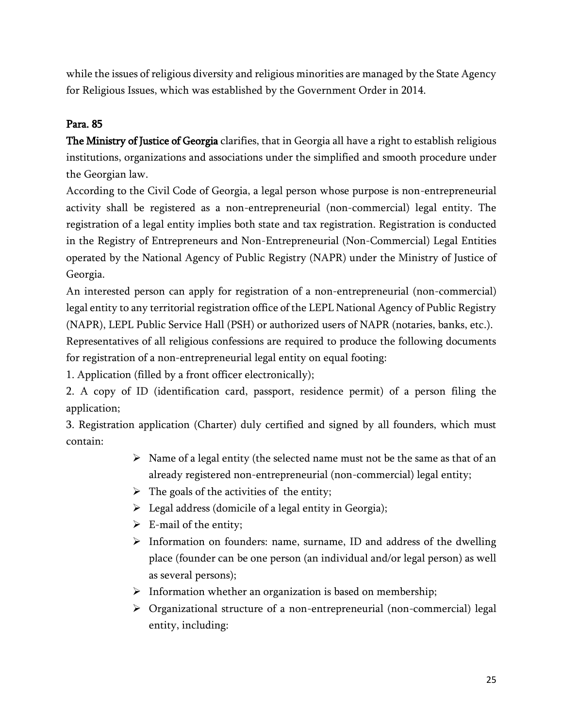while the issues of religious diversity and religious minorities are managed by the State Agency for Religious Issues, which was established by the Government Order in 2014.

**Para. 85**

**The Ministry of Justice of Georgia** clarifies, that in Georgia all have a right to establish religious institutions, organizations and associations under the simplified and smooth procedure under the Georgian law.

According to the Civil Code of Georgia, a legal person whose purpose is non-entrepreneurial activity shall be registered as a non-entrepreneurial (non-commercial) legal entity. The registration of a legal entity implies both state and tax registration. Registration is conducted in the Registry of Entrepreneurs and Non-Entrepreneurial (Non-Commercial) Legal Entities operated by the National Agency of Public Registry (NAPR) under the Ministry of Justice of Georgia.

An interested person can apply for registration of a non-entrepreneurial (non-commercial) legal entity to any territorial registration office of the LEPL National Agency of Public Registry (NAPR), LEPL Public Service Hall (PSH) or authorized users of NAPR (notaries, banks, etc.).

Representatives of all religious confessions are required to produce the following documents for registration of a non-entrepreneurial legal entity on equal footing:

1. Application (filled by a front officer electronically);
2. A copy of ID (identification card, passport, residence permit) of a person filing the application;
3. Registration application (Charter) duly certified and signed by all founders, which must contain:
   - Name of a legal entity (the selected name must not be the same as that of an already registered non-entrepreneurial (non-commercial) legal entity;
   - The goals of the activities of the entity;
   - Legal address (domicile of a legal entity in Georgia);
   - E-mail of the entity;
   - Information on founders: name, surname, ID and address of the dwelling place (founder can be one person (an individual and/or legal person) as well as several persons);
   - Information whether an organization is based on membership;
   - Organizational structure of a non-entrepreneurial (non-commercial) legal entity, including: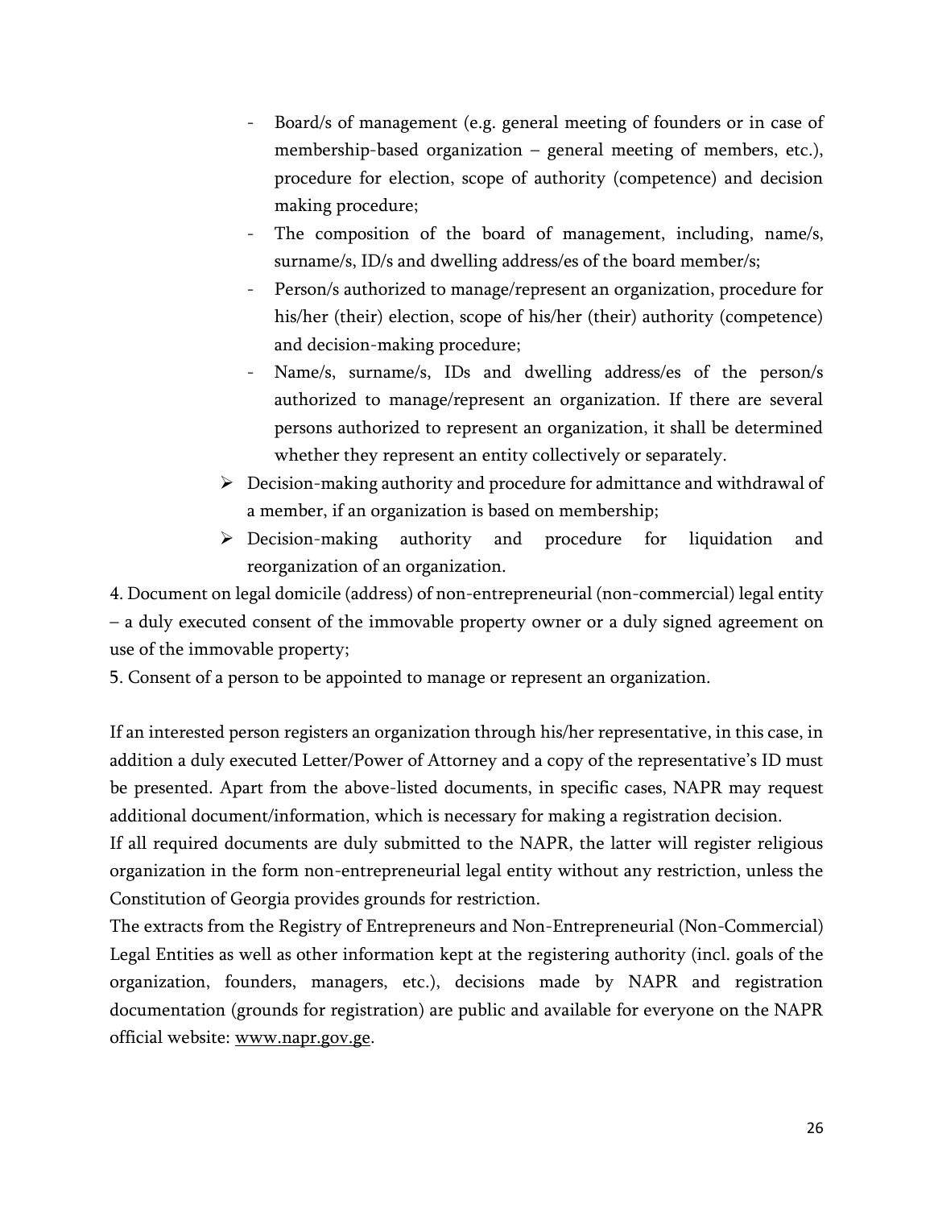- Board/s of management (e.g. general meeting of founders or in case of membership-based organization – general meeting of members, etc.), procedure for election, scope of authority (competence) and decision making procedure;
    - The composition of the board of management, including, name/s, surname/s, ID/s and dwelling address/es of the board member/s;
    - Person/s authorized to manage/represent an organization, procedure for his/her (their) election, scope of his/her (their) authority (competence) and decision-making procedure;
    - Name/s, surname/s, IDs and dwelling address/es of the person/s authorized to manage/represent an organization. If there are several persons authorized to represent an organization, it shall be determined whether they represent an entity collectively or separately.

- ➢ Decision-making authority and procedure for admittance and withdrawal of a member, if an organization is based on membership;
- ➢ Decision-making authority and procedure for liquidation and reorganization of an organization.

4. Document on legal domicile (address) of non-entrepreneurial (non-commercial) legal entity – a duly executed consent of the immovable property owner or a duly signed agreement on use of the immovable property;
5. Consent of a person to be appointed to manage or represent an organization.

If an interested person registers an organization through his/her representative, in this case, in addition a duly executed Letter/Power of Attorney and a copy of the representative's ID must be presented. Apart from the above-listed documents, in specific cases, NAPR may request additional document/information, which is necessary for making a registration decision.

If all required documents are duly submitted to the NAPR, the latter will register religious organization in the form non-entrepreneurial legal entity without any restriction, unless the Constitution of Georgia provides grounds for restriction.

The extracts from the Registry of Entrepreneurs and Non-Entrepreneurial (Non-Commercial) Legal Entities as well as other information kept at the registering authority (incl. goals of the organization, founders, managers, etc.), decisions made by NAPR and registration documentation (grounds for registration) are public and available for everyone on the NAPR official website: www.napr.gov.ge.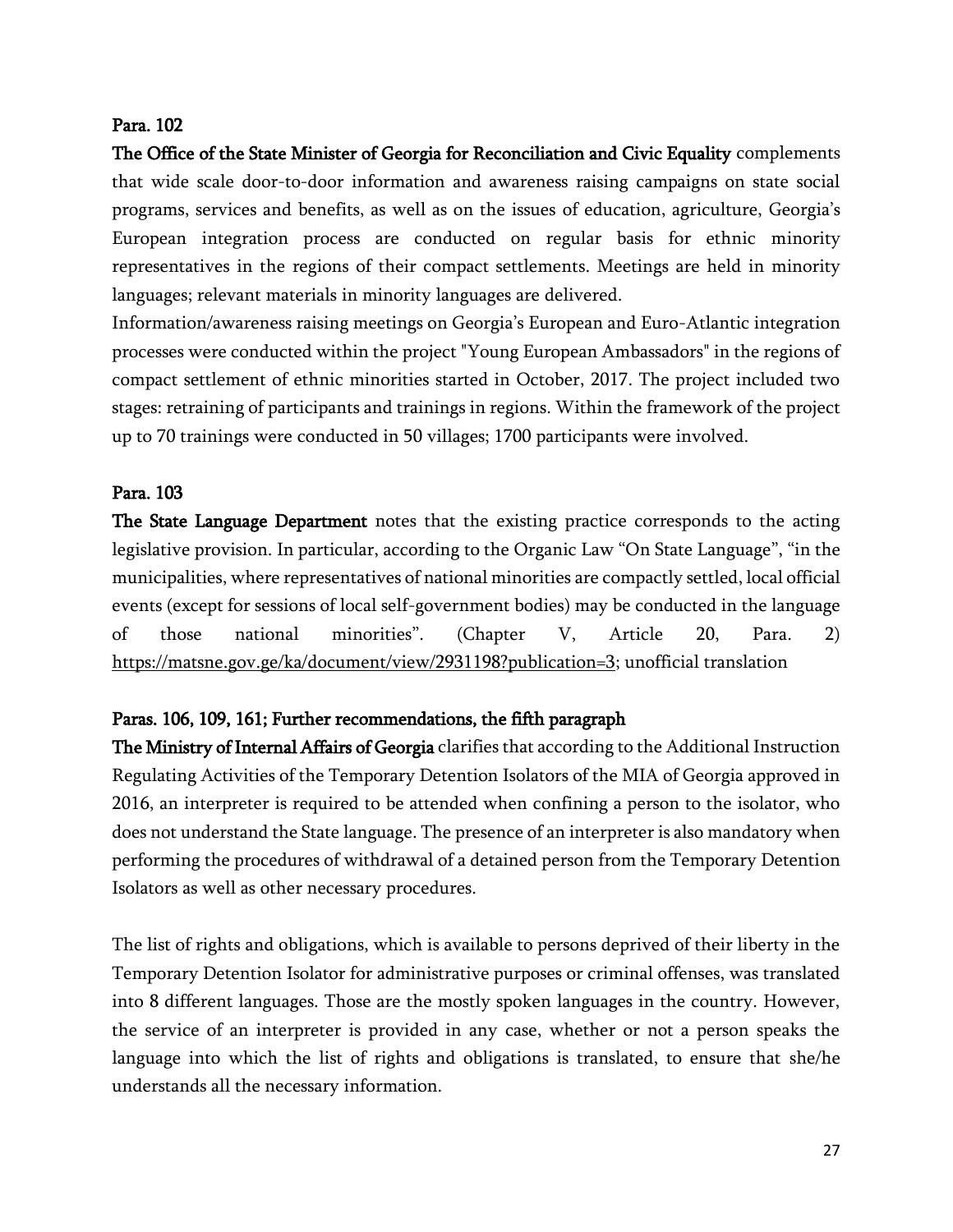**Para. 102**

**The Office of the State Minister of Georgia for Reconciliation and Civic Equality** complements that wide scale door-to-door information and awareness raising campaigns on state social programs, services and benefits, as well as on the issues of education, agriculture, Georgia's European integration process are conducted on regular basis for ethnic minority representatives in the regions of their compact settlements. Meetings are held in minority languages; relevant materials in minority languages are delivered.

Information/awareness raising meetings on Georgia's European and Euro-Atlantic integration processes were conducted within the project "Young European Ambassadors" in the regions of compact settlement of ethnic minorities started in October, 2017. The project included two stages: retraining of participants and trainings in regions. Within the framework of the project up to 70 trainings were conducted in 50 villages; 1700 participants were involved.

**Para. 103**

**The State Language Department** notes that the existing practice corresponds to the acting legislative provision. In particular, according to the Organic Law "On State Language", "in the municipalities, where representatives of national minorities are compactly settled, local official events (except for sessions of local self-government bodies) may be conducted in the language of those national minorities". (Chapter V, Article 20, Para. 2) https://matsne.gov.ge/ka/document/view/2931198?publication=3; unofficial translation

**Paras. 106, 109, 161; Further recommendations, the fifth paragraph**

**The Ministry of Internal Affairs of Georgia** clarifies that according to the Additional Instruction Regulating Activities of the Temporary Detention Isolators of the MIA of Georgia approved in 2016, an interpreter is required to be attended when confining a person to the isolator, who does not understand the State language. The presence of an interpreter is also mandatory when performing the procedures of withdrawal of a detained person from the Temporary Detention Isolators as well as other necessary procedures.

The list of rights and obligations, which is available to persons deprived of their liberty in the Temporary Detention Isolator for administrative purposes or criminal offenses, was translated into 8 different languages. Those are the mostly spoken languages in the country. However, the service of an interpreter is provided in any case, whether or not a person speaks the language into which the list of rights and obligations is translated, to ensure that she/he understands all the necessary information.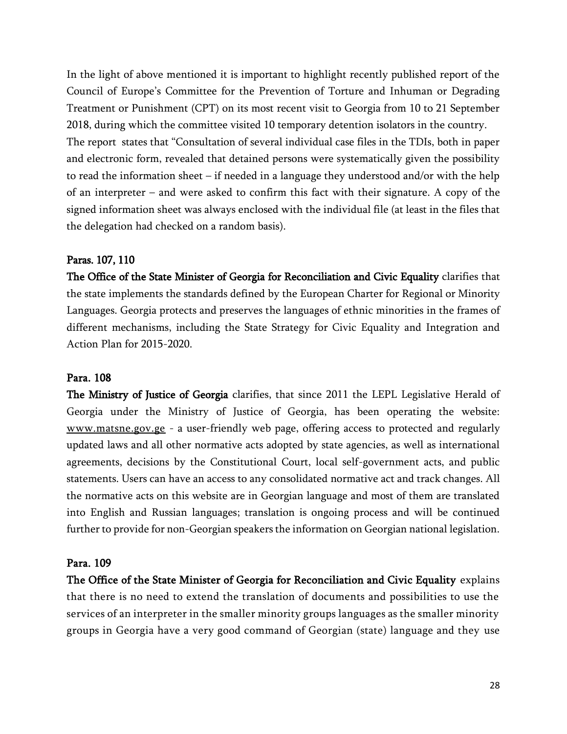In the light of above mentioned it is important to highlight recently published report of the Council of Europe's Committee for the Prevention of Torture and Inhuman or Degrading Treatment or Punishment (CPT) on its most recent visit to Georgia from 10 to 21 September 2018, during which the committee visited 10 temporary detention isolators in the country. The report states that "Consultation of several individual case files in the TDIs, both in paper and electronic form, revealed that detained persons were systematically given the possibility to read the information sheet – if needed in a language they understood and/or with the help of an interpreter – and were asked to confirm this fact with their signature. A copy of the signed information sheet was always enclosed with the individual file (at least in the files that the delegation had checked on a random basis).

**Paras. 107, 110**

**The Office of the State Minister of Georgia for Reconciliation and Civic Equality** clarifies that the state implements the standards defined by the European Charter for Regional or Minority Languages. Georgia protects and preserves the languages of ethnic minorities in the frames of different mechanisms, including the State Strategy for Civic Equality and Integration and Action Plan for 2015-2020.

**Para. 108**

**The Ministry of Justice of Georgia** clarifies, that since 2011 the LEPL Legislative Herald of Georgia under the Ministry of Justice of Georgia, has been operating the website: www.matsne.gov.ge - a user-friendly web page, offering access to protected and regularly updated laws and all other normative acts adopted by state agencies, as well as international agreements, decisions by the Constitutional Court, local self-government acts, and public statements. Users can have an access to any consolidated normative act and track changes. All the normative acts on this website are in Georgian language and most of them are translated into English and Russian languages; translation is ongoing process and will be continued further to provide for non-Georgian speakers the information on Georgian national legislation.

**Para. 109**

**The Office of the State Minister of Georgia for Reconciliation and Civic Equality** explains that there is no need to extend the translation of documents and possibilities to use the services of an interpreter in the smaller minority groups languages as the smaller minority groups in Georgia have a very good command of Georgian (state) language and they use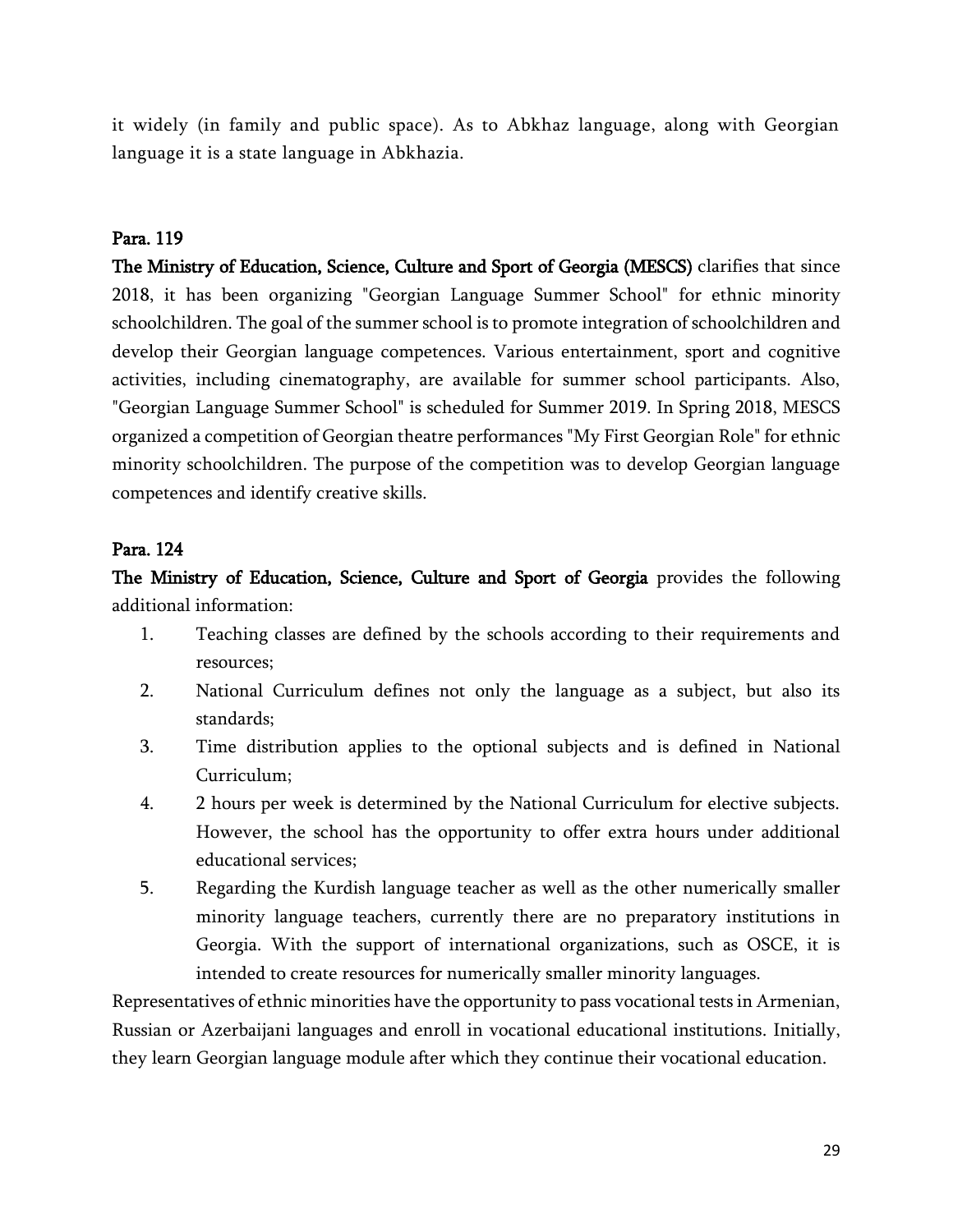it widely (in family and public space). As to Abkhaz language, along with Georgian language it is a state language in Abkhazia.

**Para. 119**

**The Ministry of Education, Science, Culture and Sport of Georgia (MESCS)** clarifies that since 2018, it has been organizing "Georgian Language Summer School" for ethnic minority schoolchildren. The goal of the summer school is to promote integration of schoolchildren and develop their Georgian language competences. Various entertainment, sport and cognitive activities, including cinematography, are available for summer school participants. Also, "Georgian Language Summer School" is scheduled for Summer 2019. In Spring 2018, MESCS organized a competition of Georgian theatre performances "My First Georgian Role" for ethnic minority schoolchildren. The purpose of the competition was to develop Georgian language competences and identify creative skills.

**Para. 124**

**The Ministry of Education, Science, Culture and Sport of Georgia** provides the following additional information:

1. Teaching classes are defined by the schools according to their requirements and resources;
2. National Curriculum defines not only the language as a subject, but also its standards;
3. Time distribution applies to the optional subjects and is defined in National Curriculum;
4. 2 hours per week is determined by the National Curriculum for elective subjects. However, the school has the opportunity to offer extra hours under additional educational services;
5. Regarding the Kurdish language teacher as well as the other numerically smaller minority language teachers, currently there are no preparatory institutions in Georgia. With the support of international organizations, such as OSCE, it is intended to create resources for numerically smaller minority languages.

Representatives of ethnic minorities have the opportunity to pass vocational tests in Armenian, Russian or Azerbaijani languages and enroll in vocational educational institutions. Initially, they learn Georgian language module after which they continue their vocational education.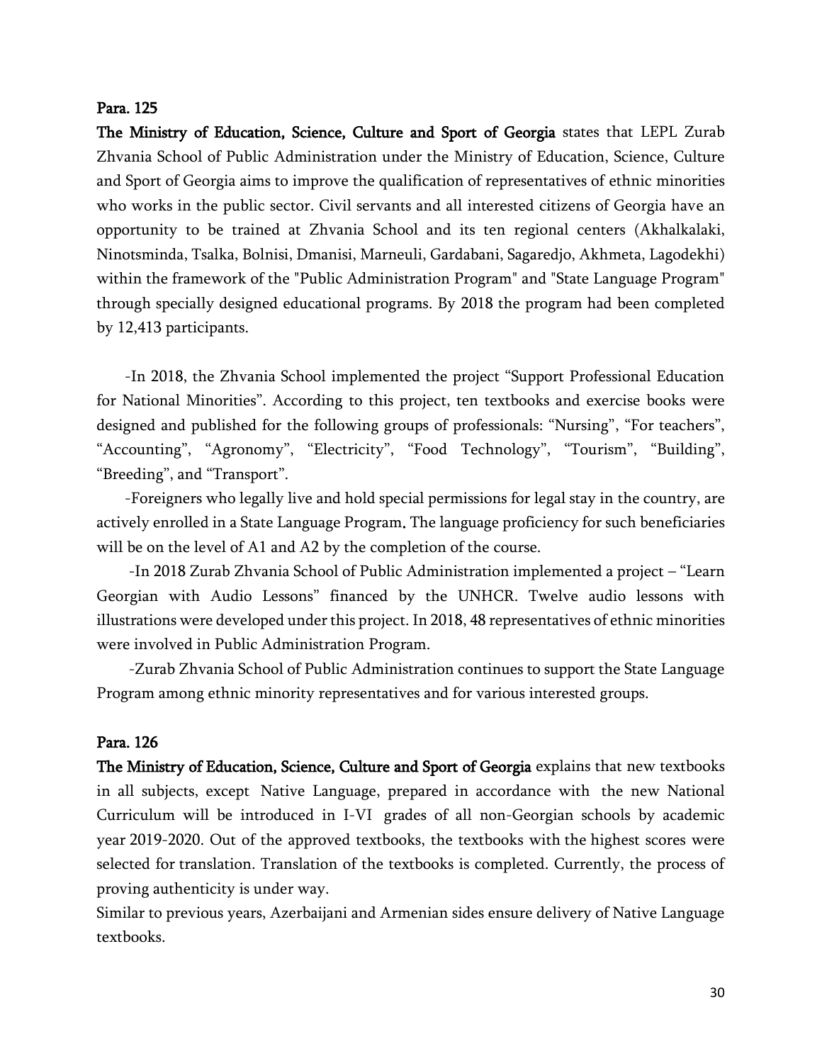**Para. 125**

**The Ministry of Education, Science, Culture and Sport of Georgia** states that LEPL Zurab Zhvania School of Public Administration under the Ministry of Education, Science, Culture and Sport of Georgia aims to improve the qualification of representatives of ethnic minorities who works in the public sector. Civil servants and all interested citizens of Georgia have an opportunity to be trained at Zhvania School and its ten regional centers (Akhalkalaki, Ninotsminda, Tsalka, Bolnisi, Dmanisi, Marneuli, Gardabani, Sagaredjo, Akhmeta, Lagodekhi) within the framework of the "Public Administration Program" and "State Language Program" through specially designed educational programs. By 2018 the program had been completed by 12,413 participants.

-In 2018, the Zhvania School implemented the project "Support Professional Education for National Minorities". According to this project, ten textbooks and exercise books were designed and published for the following groups of professionals: "Nursing", "For teachers", "Accounting", "Agronomy", "Electricity", "Food Technology", "Tourism", "Building", "Breeding", and "Transport".

-Foreigners who legally live and hold special permissions for legal stay in the country, are actively enrolled in a State Language Program. The language proficiency for such beneficiaries will be on the level of A1 and A2 by the completion of the course.

-In 2018 Zurab Zhvania School of Public Administration implemented a project – "Learn Georgian with Audio Lessons" financed by the UNHCR. Twelve audio lessons with illustrations were developed under this project. In 2018, 48 representatives of ethnic minorities were involved in Public Administration Program.

-Zurab Zhvania School of Public Administration continues to support the State Language Program among ethnic minority representatives and for various interested groups.

**Para. 126**

**The Ministry of Education, Science, Culture and Sport of Georgia** explains that new textbooks in all subjects, except Native Language, prepared in accordance with the new National Curriculum will be introduced in I-VI grades of all non-Georgian schools by academic year 2019-2020. Out of the approved textbooks, the textbooks with the highest scores were selected for translation. Translation of the textbooks is completed. Currently, the process of proving authenticity is under way.

Similar to previous years, Azerbaijani and Armenian sides ensure delivery of Native Language textbooks.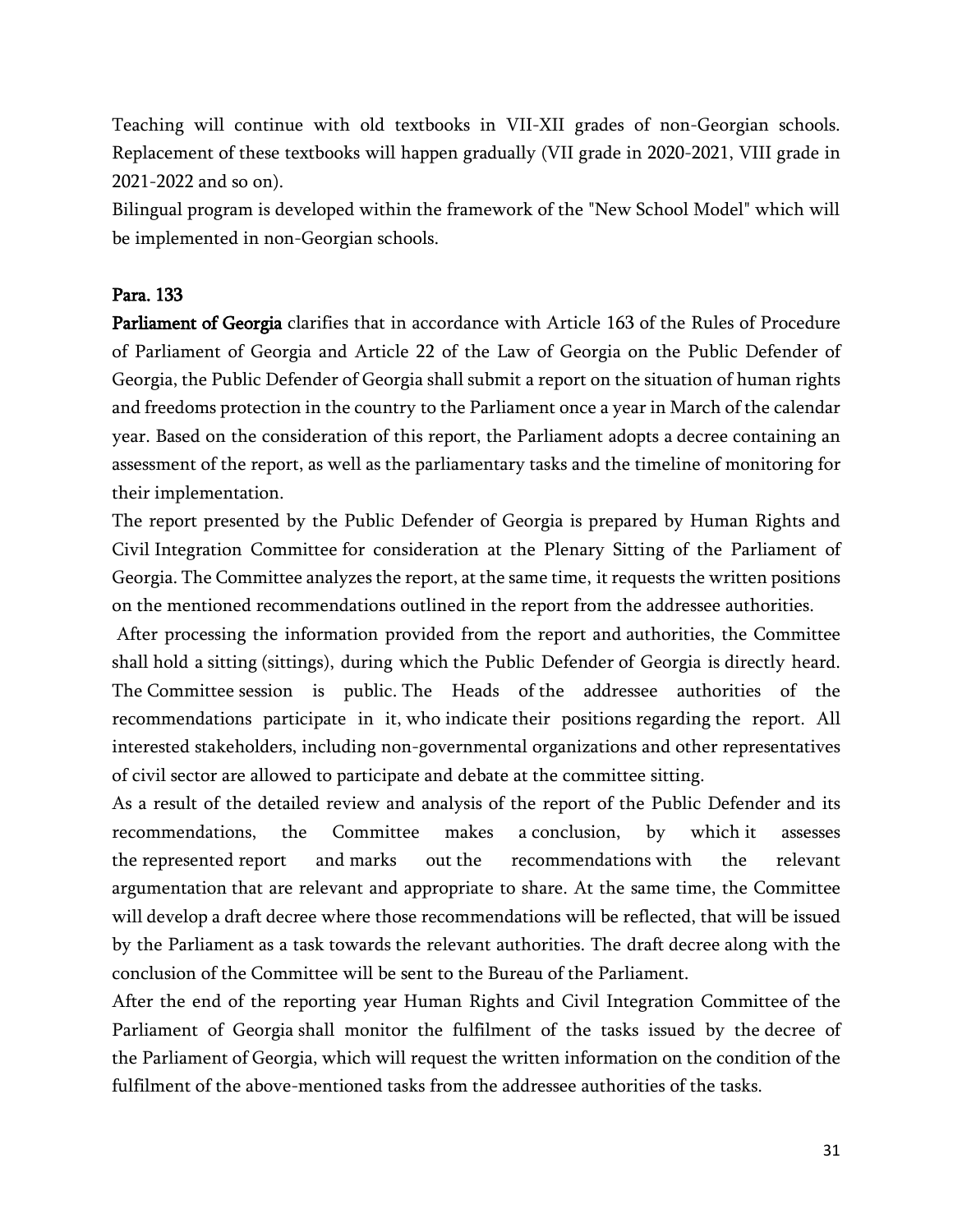Teaching will continue with old textbooks in VII-XII grades of non-Georgian schools. Replacement of these textbooks will happen gradually (VII grade in 2020-2021, VIII grade in 2021-2022 and so on).

Bilingual program is developed within the framework of the "New School Model" which will be implemented in non-Georgian schools.

**Para. 133**

**Parliament of Georgia** clarifies that in accordance with Article 163 of the Rules of Procedure of Parliament of Georgia and Article 22 of the Law of Georgia on the Public Defender of Georgia, the Public Defender of Georgia shall submit a report on the situation of human rights and freedoms protection in the country to the Parliament once a year in March of the calendar year. Based on the consideration of this report, the Parliament adopts a decree containing an assessment of the report, as well as the parliamentary tasks and the timeline of monitoring for their implementation.

The report presented by the Public Defender of Georgia is prepared by Human Rights and Civil Integration Committee for consideration at the Plenary Sitting of the Parliament of Georgia. The Committee analyzes the report, at the same time, it requests the written positions on the mentioned recommendations outlined in the report from the addressee authorities.

After processing the information provided from the report and authorities, the Committee shall hold a sitting (sittings), during which the Public Defender of Georgia is directly heard. The Committee session is public. The Heads of the addressee authorities of the recommendations participate in it, who indicate their positions regarding the report. All interested stakeholders, including non-governmental organizations and other representatives of civil sector are allowed to participate and debate at the committee sitting.

As a result of the detailed review and analysis of the report of the Public Defender and its recommendations, the Committee makes a conclusion, by which it assesses the represented report and marks out the recommendations with the relevant argumentation that are relevant and appropriate to share. At the same time, the Committee will develop a draft decree where those recommendations will be reflected, that will be issued by the Parliament as a task towards the relevant authorities. The draft decree along with the conclusion of the Committee will be sent to the Bureau of the Parliament.

After the end of the reporting year Human Rights and Civil Integration Committee of the Parliament of Georgia shall monitor the fulfilment of the tasks issued by the decree of the Parliament of Georgia, which will request the written information on the condition of the fulfilment of the above-mentioned tasks from the addressee authorities of the tasks.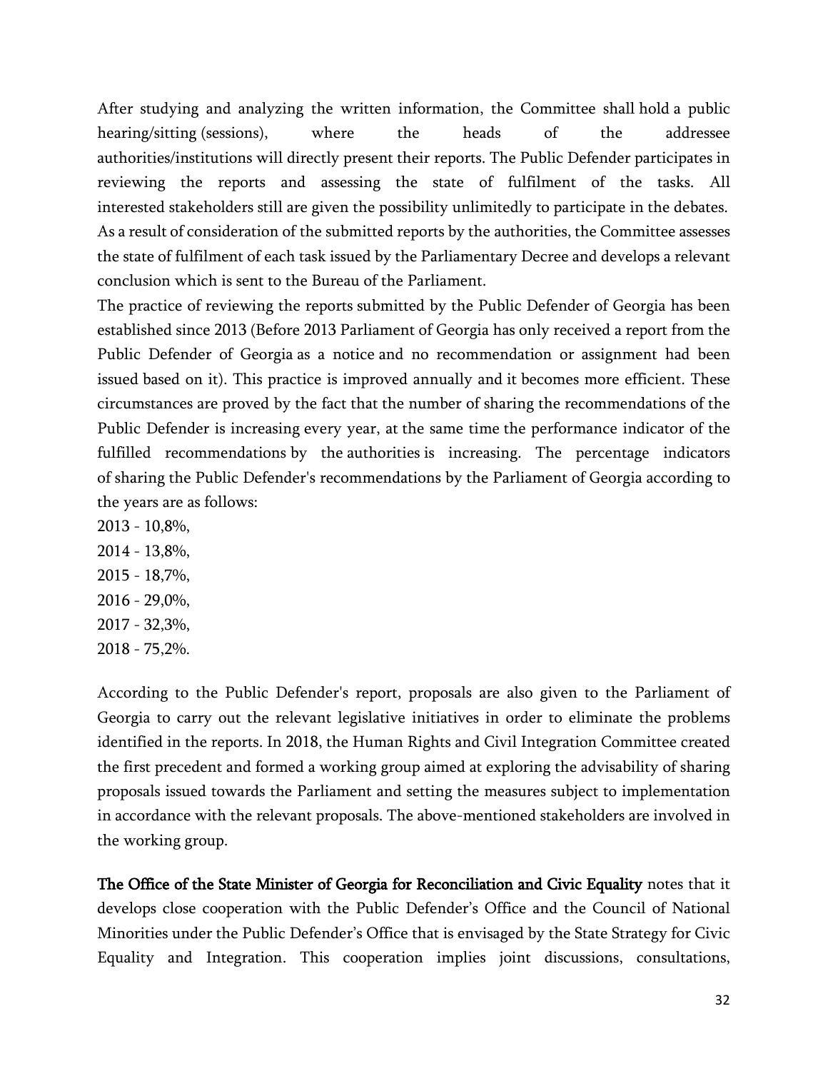After studying and analyzing the written information, the Committee shall hold a public hearing/sitting (sessions), where the heads of the addressee authorities/institutions will directly present their reports. The Public Defender participates in reviewing the reports and assessing the state of fulfilment of the tasks. All interested stakeholders still are given the possibility unlimitedly to participate in the debates. As a result of consideration of the submitted reports by the authorities, the Committee assesses the state of fulfilment of each task issued by the Parliamentary Decree and develops a relevant conclusion which is sent to the Bureau of the Parliament.

The practice of reviewing the reports submitted by the Public Defender of Georgia has been established since 2013 (Before 2013 Parliament of Georgia has only received a report from the Public Defender of Georgia as a notice and no recommendation or assignment had been issued based on it). This practice is improved annually and it becomes more efficient. These circumstances are proved by the fact that the number of sharing the recommendations of the Public Defender is increasing every year, at the same time the performance indicator of the fulfilled recommendations by the authorities is increasing. The percentage indicators of sharing the Public Defender's recommendations by the Parliament of Georgia according to the years are as follows:

2013 - 10,8%,
2014 - 13,8%,
2015 - 18,7%,
2016 - 29,0%,
2017 - 32,3%,
2018 - 75,2%.

According to the Public Defender's report, proposals are also given to the Parliament of Georgia to carry out the relevant legislative initiatives in order to eliminate the problems identified in the reports. In 2018, the Human Rights and Civil Integration Committee created the first precedent and formed a working group aimed at exploring the advisability of sharing proposals issued towards the Parliament and setting the measures subject to implementation in accordance with the relevant proposals. The above-mentioned stakeholders are involved in the working group.

**The Office of the State Minister of Georgia for Reconciliation and Civic Equality** notes that it develops close cooperation with the Public Defender's Office and the Council of National Minorities under the Public Defender's Office that is envisaged by the State Strategy for Civic Equality and Integration. This cooperation implies joint discussions, consultations,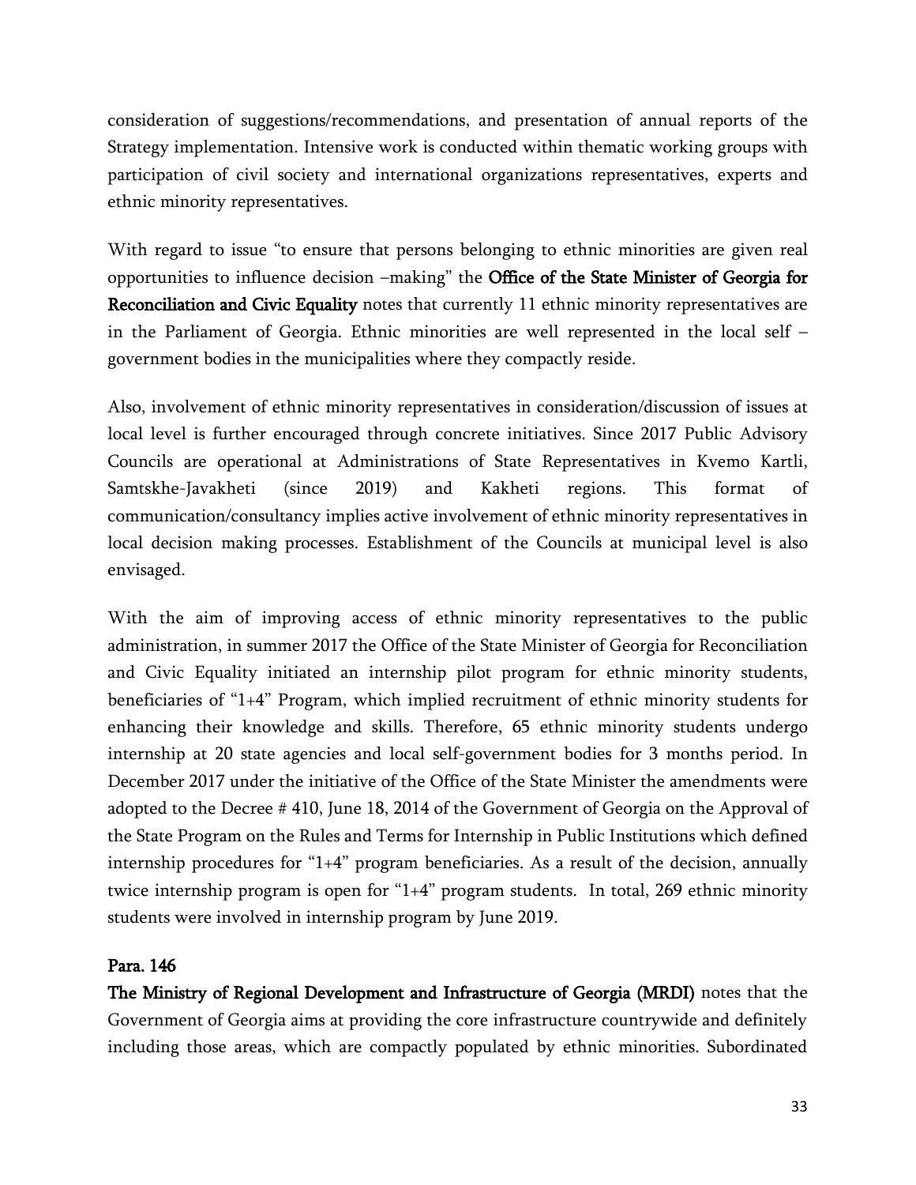consideration of suggestions/recommendations, and presentation of annual reports of the Strategy implementation. Intensive work is conducted within thematic working groups with participation of civil society and international organizations representatives, experts and ethnic minority representatives.

With regard to issue "to ensure that persons belonging to ethnic minorities are given real opportunities to influence decision –making" the **Office of the State Minister of Georgia for Reconciliation and Civic Equality** notes that currently 11 ethnic minority representatives are in the Parliament of Georgia. Ethnic minorities are well represented in the local self – government bodies in the municipalities where they compactly reside.

Also, involvement of ethnic minority representatives in consideration/discussion of issues at local level is further encouraged through concrete initiatives. Since 2017 Public Advisory Councils are operational at Administrations of State Representatives in Kvemo Kartli, Samtskhe-Javakheti (since 2019) and Kakheti regions. This format of communication/consultancy implies active involvement of ethnic minority representatives in local decision making processes. Establishment of the Councils at municipal level is also envisaged.

With the aim of improving access of ethnic minority representatives to the public administration, in summer 2017 the Office of the State Minister of Georgia for Reconciliation and Civic Equality initiated an internship pilot program for ethnic minority students, beneficiaries of "1+4" Program, which implied recruitment of ethnic minority students for enhancing their knowledge and skills. Therefore, 65 ethnic minority students undergo internship at 20 state agencies and local self-government bodies for 3 months period. In December 2017 under the initiative of the Office of the State Minister the amendments were adopted to the Decree # 410, June 18, 2014 of the Government of Georgia on the Approval of the State Program on the Rules and Terms for Internship in Public Institutions which defined internship procedures for "1+4" program beneficiaries. As a result of the decision, annually twice internship program is open for "1+4" program students. In total, 269 ethnic minority students were involved in internship program by June 2019.

**Para. 146**

**The Ministry of Regional Development and Infrastructure of Georgia (MRDI)** notes that the Government of Georgia aims at providing the core infrastructure countrywide and definitely including those areas, which are compactly populated by ethnic minorities. Subordinated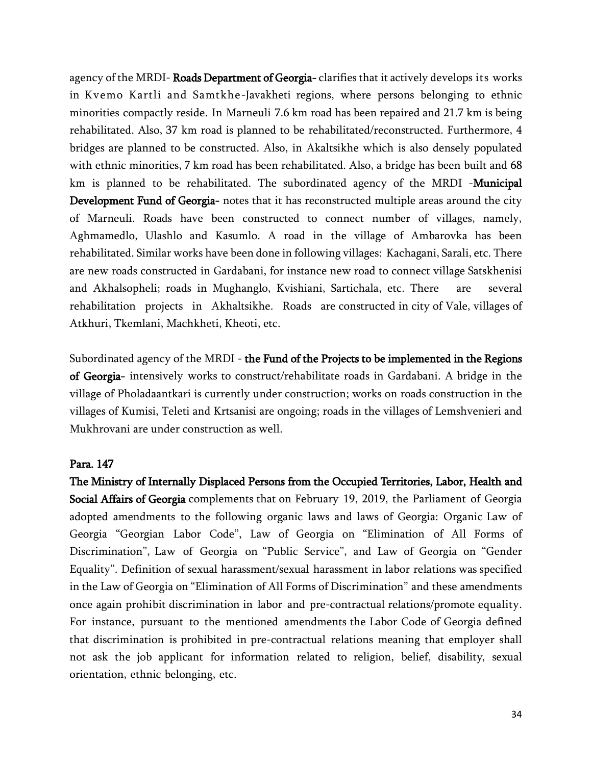agency of the MRDI- **Roads Department of Georgia-** clarifies that it actively develops its works in Kvemo Kartli and Samtkhe-Javakheti regions, where persons belonging to ethnic minorities compactly reside. In Marneuli 7.6 km road has been repaired and 21.7 km is being rehabilitated. Also, 37 km road is planned to be rehabilitated/reconstructed. Furthermore, 4 bridges are planned to be constructed. Also, in Akaltsikhe which is also densely populated with ethnic minorities, 7 km road has been rehabilitated. Also, a bridge has been built and 68 km is planned to be rehabilitated. The subordinated agency of the MRDI -**Municipal Development Fund of Georgia-** notes that it has reconstructed multiple areas around the city of Marneuli. Roads have been constructed to connect number of villages, namely, Aghmamedlo, Ulashlo and Kasumlo. A road in the village of Ambarovka has been rehabilitated. Similar works have been done in following villages: Kachagani, Sarali, etc. There are new roads constructed in Gardabani, for instance new road to connect village Satskhenisi and Akhalsopheli; roads in Mughanglo, Kvishiani, Sartichala, etc. There are several rehabilitation projects in Akhaltsikhe. Roads are constructed in city of Vale, villages of Atkhuri, Tkemlani, Machkheti, Kheoti, etc.

Subordinated agency of the MRDI - **the Fund of the Projects to be implemented in the Regions of Georgia-** intensively works to construct/rehabilitate roads in Gardabani. A bridge in the village of Pholadaantkari is currently under construction; works on roads construction in the villages of Kumisi, Teleti and Krtsanisi are ongoing; roads in the villages of Lemshvenieri and Mukhrovani are under construction as well.

**Para. 147**

**The Ministry of Internally Displaced Persons from the Occupied Territories, Labor, Health and Social Affairs of Georgia** complements that on February 19, 2019, the Parliament of Georgia adopted amendments to the following organic laws and laws of Georgia: Organic Law of Georgia "Georgian Labor Code", Law of Georgia on "Elimination of All Forms of Discrimination", Law of Georgia on "Public Service", and Law of Georgia on "Gender Equality". Definition of sexual harassment/sexual harassment in labor relations was specified in the Law of Georgia on "Elimination of All Forms of Discrimination" and these amendments once again prohibit discrimination in labor and pre-contractual relations/promote equality. For instance, pursuant to the mentioned amendments the Labor Code of Georgia defined that discrimination is prohibited in pre-contractual relations meaning that employer shall not ask the job applicant for information related to religion, belief, disability, sexual orientation, ethnic belonging, etc.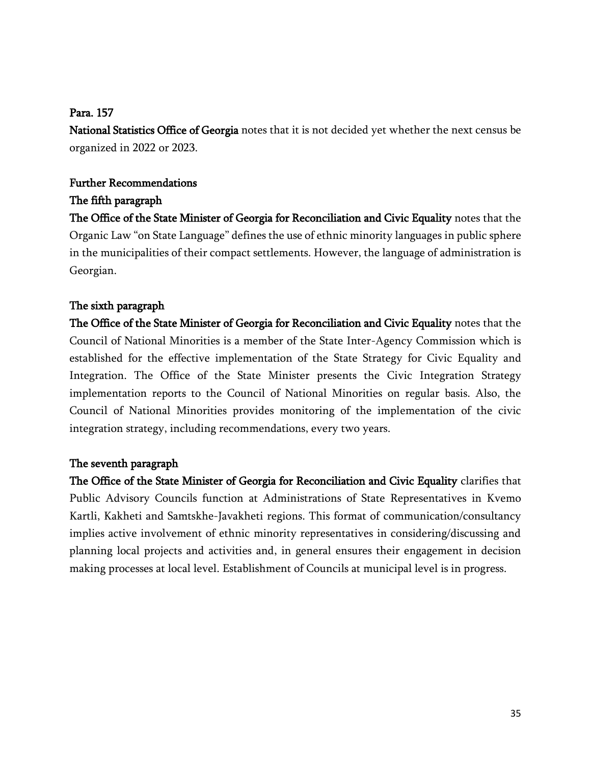**Para. 157**

**National Statistics Office of Georgia** notes that it is not decided yet whether the next census be organized in 2022 or 2023.

**Further Recommendations**

**The fifth paragraph**

**The Office of the State Minister of Georgia for Reconciliation and Civic Equality** notes that the Organic Law "on State Language" defines the use of ethnic minority languages in public sphere in the municipalities of their compact settlements. However, the language of administration is Georgian.

**The sixth paragraph**

**The Office of the State Minister of Georgia for Reconciliation and Civic Equality** notes that the Council of National Minorities is a member of the State Inter-Agency Commission which is established for the effective implementation of the State Strategy for Civic Equality and Integration. The Office of the State Minister presents the Civic Integration Strategy implementation reports to the Council of National Minorities on regular basis. Also, the Council of National Minorities provides monitoring of the implementation of the civic integration strategy, including recommendations, every two years.

**The seventh paragraph**

**The Office of the State Minister of Georgia for Reconciliation and Civic Equality** clarifies that Public Advisory Councils function at Administrations of State Representatives in Kvemo Kartli, Kakheti and Samtskhe-Javakheti regions. This format of communication/consultancy implies active involvement of ethnic minority representatives in considering/discussing and planning local projects and activities and, in general ensures their engagement in decision making processes at local level. Establishment of Councils at municipal level is in progress.